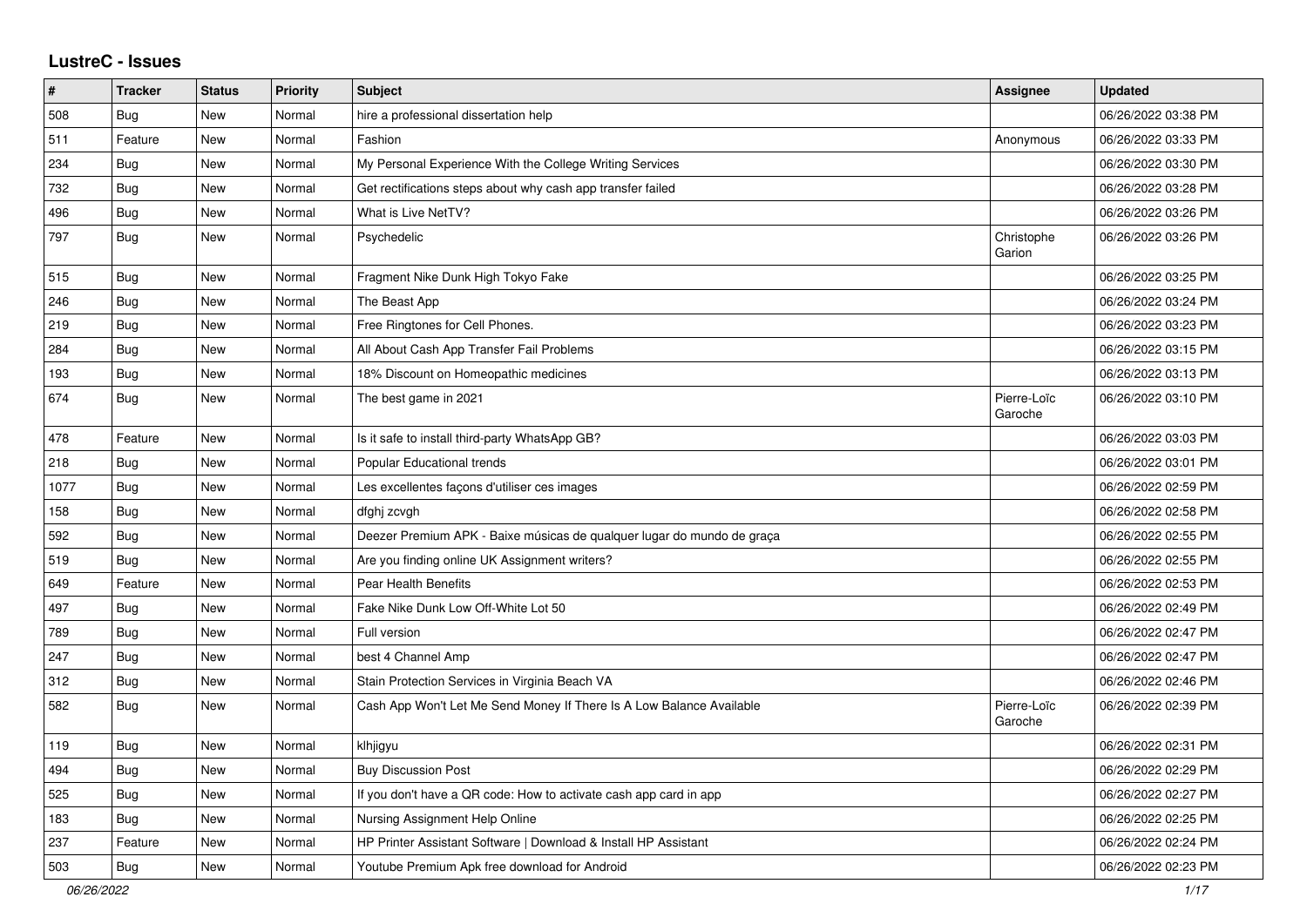## LustreC - Issues

| # | Tracker | Status | Priority | Subject | Assignee | Updated |
|---|---|---|---|---|---|---|
| 508 | Bug | New | Normal | hire a professional dissertation help | | 06/26/2022 03:38 PM |
| 511 | Feature | New | Normal | Fashion | Anonymous | 06/26/2022 03:33 PM |
| 234 | Bug | New | Normal | My Personal Experience With the College Writing Services | | 06/26/2022 03:30 PM |
| 732 | Bug | New | Normal | Get rectifications steps about why cash app transfer failed | | 06/26/2022 03:28 PM |
| 496 | Bug | New | Normal | What is Live NetTV? | | 06/26/2022 03:26 PM |
| 797 | Bug | New | Normal | Psychedelic | Christophe Garion | 06/26/2022 03:26 PM |
| 515 | Bug | New | Normal | Fragment Nike Dunk High Tokyo Fake | | 06/26/2022 03:25 PM |
| 246 | Bug | New | Normal | The Beast App | | 06/26/2022 03:24 PM |
| 219 | Bug | New | Normal | Free Ringtones for Cell Phones. | | 06/26/2022 03:23 PM |
| 284 | Bug | New | Normal | All About Cash App Transfer Fail Problems | | 06/26/2022 03:15 PM |
| 193 | Bug | New | Normal | 18% Discount on Homeopathic medicines | | 06/26/2022 03:13 PM |
| 674 | Bug | New | Normal | The best game in 2021 | Pierre-Loïc Garoche | 06/26/2022 03:10 PM |
| 478 | Feature | New | Normal | Is it safe to install third-party WhatsApp GB? | | 06/26/2022 03:03 PM |
| 218 | Bug | New | Normal | Popular Educational trends | | 06/26/2022 03:01 PM |
| 1077 | Bug | New | Normal | Les excellentes façons d'utiliser ces images | | 06/26/2022 02:59 PM |
| 158 | Bug | New | Normal | dfghj zcvgh | | 06/26/2022 02:58 PM |
| 592 | Bug | New | Normal | Deezer Premium APK - Baixe músicas de qualquer lugar do mundo de graça | | 06/26/2022 02:55 PM |
| 519 | Bug | New | Normal | Are you finding online UK Assignment writers? | | 06/26/2022 02:55 PM |
| 649 | Feature | New | Normal | Pear Health Benefits | | 06/26/2022 02:53 PM |
| 497 | Bug | New | Normal | Fake Nike Dunk Low Off-White Lot 50 | | 06/26/2022 02:49 PM |
| 789 | Bug | New | Normal | Full version | | 06/26/2022 02:47 PM |
| 247 | Bug | New | Normal | best 4 Channel Amp | | 06/26/2022 02:47 PM |
| 312 | Bug | New | Normal | Stain Protection Services in Virginia Beach VA | | 06/26/2022 02:46 PM |
| 582 | Bug | New | Normal | Cash App Won't Let Me Send Money If There Is A Low Balance Available | Pierre-Loïc Garoche | 06/26/2022 02:39 PM |
| 119 | Bug | New | Normal | klhjigyu | | 06/26/2022 02:31 PM |
| 494 | Bug | New | Normal | Buy Discussion Post | | 06/26/2022 02:29 PM |
| 525 | Bug | New | Normal | If you don't have a QR code: How to activate cash app card in app | | 06/26/2022 02:27 PM |
| 183 | Bug | New | Normal | Nursing Assignment Help Online | | 06/26/2022 02:25 PM |
| 237 | Feature | New | Normal | HP Printer Assistant Software \| Download & Install HP Assistant | | 06/26/2022 02:24 PM |
| 503 | Bug | New | Normal | Youtube Premium Apk free download for Android | | 06/26/2022 02:23 PM |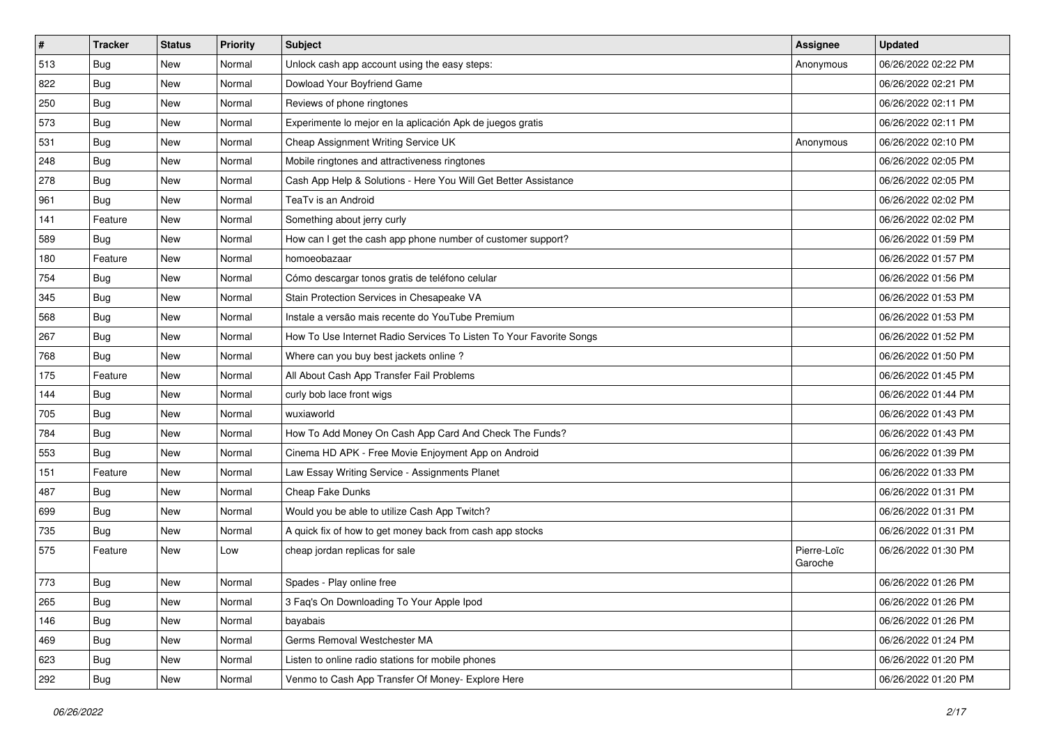| # | Tracker | Status | Priority | Subject | Assignee | Updated |
|---|---|---|---|---|---|---|
| 513 | Bug | New | Normal | Unlock cash app account using the easy steps: | Anonymous | 06/26/2022 02:22 PM |
| 822 | Bug | New | Normal | Dowload Your Boyfriend Game | | 06/26/2022 02:21 PM |
| 250 | Bug | New | Normal | Reviews of phone ringtones | | 06/26/2022 02:11 PM |
| 573 | Bug | New | Normal | Experimente lo mejor en la aplicación Apk de juegos gratis | | 06/26/2022 02:11 PM |
| 531 | Bug | New | Normal | Cheap Assignment Writing Service UK | Anonymous | 06/26/2022 02:10 PM |
| 248 | Bug | New | Normal | Mobile ringtones and attractiveness ringtones | | 06/26/2022 02:05 PM |
| 278 | Bug | New | Normal | Cash App Help & Solutions - Here You Will Get Better Assistance | | 06/26/2022 02:05 PM |
| 961 | Bug | New | Normal | TeaTv is an Android | | 06/26/2022 02:02 PM |
| 141 | Feature | New | Normal | Something about jerry curly | | 06/26/2022 02:02 PM |
| 589 | Bug | New | Normal | How can I get the cash app phone number of customer support? | | 06/26/2022 01:59 PM |
| 180 | Feature | New | Normal | homoeobazaar | | 06/26/2022 01:57 PM |
| 754 | Bug | New | Normal | Cómo descargar tonos gratis de teléfono celular | | 06/26/2022 01:56 PM |
| 345 | Bug | New | Normal | Stain Protection Services in Chesapeake VA | | 06/26/2022 01:53 PM |
| 568 | Bug | New | Normal | Instale a versão mais recente do YouTube Premium | | 06/26/2022 01:53 PM |
| 267 | Bug | New | Normal | How To Use Internet Radio Services To Listen To Your Favorite Songs | | 06/26/2022 01:52 PM |
| 768 | Bug | New | Normal | Where can you buy best jackets online ? | | 06/26/2022 01:50 PM |
| 175 | Feature | New | Normal | All About Cash App Transfer Fail Problems | | 06/26/2022 01:45 PM |
| 144 | Bug | New | Normal | curly bob lace front wigs | | 06/26/2022 01:44 PM |
| 705 | Bug | New | Normal | wuxiaworld | | 06/26/2022 01:43 PM |
| 784 | Bug | New | Normal | How To Add Money On Cash App Card And Check The Funds? | | 06/26/2022 01:43 PM |
| 553 | Bug | New | Normal | Cinema HD APK - Free Movie Enjoyment App on Android | | 06/26/2022 01:39 PM |
| 151 | Feature | New | Normal | Law Essay Writing Service - Assignments Planet | | 06/26/2022 01:33 PM |
| 487 | Bug | New | Normal | Cheap Fake Dunks | | 06/26/2022 01:31 PM |
| 699 | Bug | New | Normal | Would you be able to utilize Cash App Twitch? | | 06/26/2022 01:31 PM |
| 735 | Bug | New | Normal | A quick fix of how to get money back from cash app stocks | | 06/26/2022 01:31 PM |
| 575 | Feature | New | Low | cheap jordan replicas for sale | Pierre-Loïc Garoche | 06/26/2022 01:30 PM |
| 773 | Bug | New | Normal | Spades - Play online free | | 06/26/2022 01:26 PM |
| 265 | Bug | New | Normal | 3 Faq's On Downloading To Your Apple Ipod | | 06/26/2022 01:26 PM |
| 146 | Bug | New | Normal | bayabais | | 06/26/2022 01:26 PM |
| 469 | Bug | New | Normal | Germs Removal Westchester MA | | 06/26/2022 01:24 PM |
| 623 | Bug | New | Normal | Listen to online radio stations for mobile phones | | 06/26/2022 01:20 PM |
| 292 | Bug | New | Normal | Venmo to Cash App Transfer Of Money- Explore Here | | 06/26/2022 01:20 PM |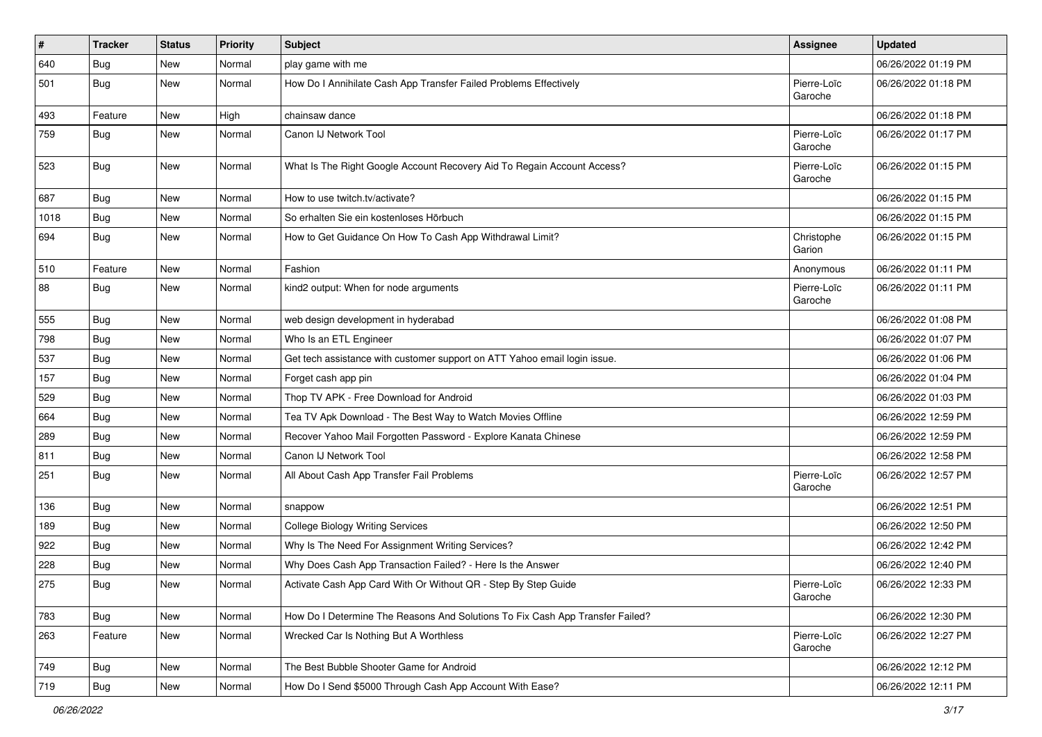| # | Tracker | Status | Priority | Subject | Assignee | Updated |
|---|---|---|---|---|---|---|
| 640 | Bug | New | Normal | play game with me | | 06/26/2022 01:19 PM |
| 501 | Bug | New | Normal | How Do I Annihilate Cash App Transfer Failed Problems Effectively | Pierre-Loïc Garoche | 06/26/2022 01:18 PM |
| 493 | Feature | New | High | chainsaw dance | | 06/26/2022 01:18 PM |
| 759 | Bug | New | Normal | Canon IJ Network Tool | Pierre-Loïc Garoche | 06/26/2022 01:17 PM |
| 523 | Bug | New | Normal | What Is The Right Google Account Recovery Aid To Regain Account Access? | Pierre-Loïc Garoche | 06/26/2022 01:15 PM |
| 687 | Bug | New | Normal | How to use twitch.tv/activate? | | 06/26/2022 01:15 PM |
| 1018 | Bug | New | Normal | So erhalten Sie ein kostenloses Hörbuch | | 06/26/2022 01:15 PM |
| 694 | Bug | New | Normal | How to Get Guidance On How To Cash App Withdrawal Limit? | Christophe Garion | 06/26/2022 01:15 PM |
| 510 | Feature | New | Normal | Fashion | Anonymous | 06/26/2022 01:11 PM |
| 88 | Bug | New | Normal | kind2 output: When for node arguments | Pierre-Loïc Garoche | 06/26/2022 01:11 PM |
| 555 | Bug | New | Normal | web design development in hyderabad | | 06/26/2022 01:08 PM |
| 798 | Bug | New | Normal | Who Is an ETL Engineer | | 06/26/2022 01:07 PM |
| 537 | Bug | New | Normal | Get tech assistance with customer support on ATT Yahoo email login issue. | | 06/26/2022 01:06 PM |
| 157 | Bug | New | Normal | Forget cash app pin | | 06/26/2022 01:04 PM |
| 529 | Bug | New | Normal | Thop TV APK - Free Download for Android | | 06/26/2022 01:03 PM |
| 664 | Bug | New | Normal | Tea TV Apk Download - The Best Way to Watch Movies Offline | | 06/26/2022 12:59 PM |
| 289 | Bug | New | Normal | Recover Yahoo Mail Forgotten Password - Explore Kanata Chinese | | 06/26/2022 12:59 PM |
| 811 | Bug | New | Normal | Canon IJ Network Tool | | 06/26/2022 12:58 PM |
| 251 | Bug | New | Normal | All About Cash App Transfer Fail Problems | Pierre-Loïc Garoche | 06/26/2022 12:57 PM |
| 136 | Bug | New | Normal | snappow | | 06/26/2022 12:51 PM |
| 189 | Bug | New | Normal | College Biology Writing Services | | 06/26/2022 12:50 PM |
| 922 | Bug | New | Normal | Why Is The Need For Assignment Writing Services? | | 06/26/2022 12:42 PM |
| 228 | Bug | New | Normal | Why Does Cash App Transaction Failed? - Here Is the Answer | | 06/26/2022 12:40 PM |
| 275 | Bug | New | Normal | Activate Cash App Card With Or Without QR - Step By Step Guide | Pierre-Loïc Garoche | 06/26/2022 12:33 PM |
| 783 | Bug | New | Normal | How Do I Determine The Reasons And Solutions To Fix Cash App Transfer Failed? | | 06/26/2022 12:30 PM |
| 263 | Feature | New | Normal | Wrecked Car Is Nothing But A Worthless | Pierre-Loïc Garoche | 06/26/2022 12:27 PM |
| 749 | Bug | New | Normal | The Best Bubble Shooter Game for Android | | 06/26/2022 12:12 PM |
| 719 | Bug | New | Normal | How Do I Send $5000 Through Cash App Account With Ease? | | 06/26/2022 12:11 PM |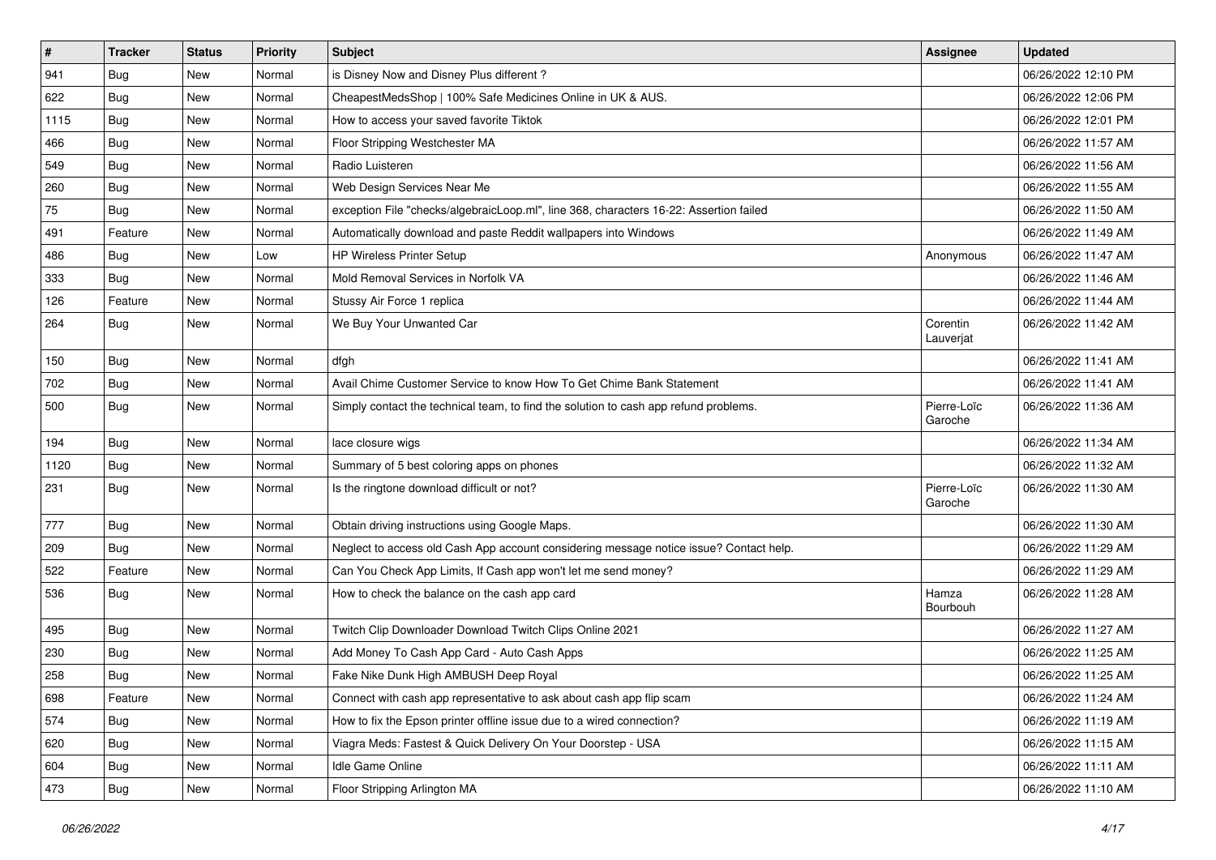| # | Tracker | Status | Priority | Subject | Assignee | Updated |
|---|---|---|---|---|---|---|
| 941 | Bug | New | Normal | is Disney Now and Disney Plus different ? | | 06/26/2022 12:10 PM |
| 622 | Bug | New | Normal | CheapestMedsShop \| 100% Safe Medicines Online in UK & AUS. | | 06/26/2022 12:06 PM |
| 1115 | Bug | New | Normal | How to access your saved favorite Tiktok | | 06/26/2022 12:01 PM |
| 466 | Bug | New | Normal | Floor Stripping Westchester MA | | 06/26/2022 11:57 AM |
| 549 | Bug | New | Normal | Radio Luisteren | | 06/26/2022 11:56 AM |
| 260 | Bug | New | Normal | Web Design Services Near Me | | 06/26/2022 11:55 AM |
| 75 | Bug | New | Normal | exception File "checks/algebraicLoop.ml", line 368, characters 16-22: Assertion failed | | 06/26/2022 11:50 AM |
| 491 | Feature | New | Normal | Automatically download and paste Reddit wallpapers into Windows | | 06/26/2022 11:49 AM |
| 486 | Bug | New | Low | HP Wireless Printer Setup | Anonymous | 06/26/2022 11:47 AM |
| 333 | Bug | New | Normal | Mold Removal Services in Norfolk VA | | 06/26/2022 11:46 AM |
| 126 | Feature | New | Normal | Stussy Air Force 1 replica | | 06/26/2022 11:44 AM |
| 264 | Bug | New | Normal | We Buy Your Unwanted Car | Corentin Lauverjat | 06/26/2022 11:42 AM |
| 150 | Bug | New | Normal | dfgh | | 06/26/2022 11:41 AM |
| 702 | Bug | New | Normal | Avail Chime Customer Service to know How To Get Chime Bank Statement | | 06/26/2022 11:41 AM |
| 500 | Bug | New | Normal | Simply contact the technical team, to find the solution to cash app refund problems. | Pierre-Loïc Garoche | 06/26/2022 11:36 AM |
| 194 | Bug | New | Normal | lace closure wigs | | 06/26/2022 11:34 AM |
| 1120 | Bug | New | Normal | Summary of 5 best coloring apps on phones | | 06/26/2022 11:32 AM |
| 231 | Bug | New | Normal | Is the ringtone download difficult or not? | Pierre-Loïc Garoche | 06/26/2022 11:30 AM |
| 777 | Bug | New | Normal | Obtain driving instructions using Google Maps. | | 06/26/2022 11:30 AM |
| 209 | Bug | New | Normal | Neglect to access old Cash App account considering message notice issue? Contact help. | | 06/26/2022 11:29 AM |
| 522 | Feature | New | Normal | Can You Check App Limits, If Cash app won't let me send money? | | 06/26/2022 11:29 AM |
| 536 | Bug | New | Normal | How to check the balance on the cash app card | Hamza Bourbouh | 06/26/2022 11:28 AM |
| 495 | Bug | New | Normal | Twitch Clip Downloader Download Twitch Clips Online 2021 | | 06/26/2022 11:27 AM |
| 230 | Bug | New | Normal | Add Money To Cash App Card - Auto Cash Apps | | 06/26/2022 11:25 AM |
| 258 | Bug | New | Normal | Fake Nike Dunk High AMBUSH Deep Royal | | 06/26/2022 11:25 AM |
| 698 | Feature | New | Normal | Connect with cash app representative to ask about cash app flip scam | | 06/26/2022 11:24 AM |
| 574 | Bug | New | Normal | How to fix the Epson printer offline issue due to a wired connection? | | 06/26/2022 11:19 AM |
| 620 | Bug | New | Normal | Viagra Meds: Fastest & Quick Delivery On Your Doorstep - USA | | 06/26/2022 11:15 AM |
| 604 | Bug | New | Normal | Idle Game Online | | 06/26/2022 11:11 AM |
| 473 | Bug | New | Normal | Floor Stripping Arlington MA | | 06/26/2022 11:10 AM |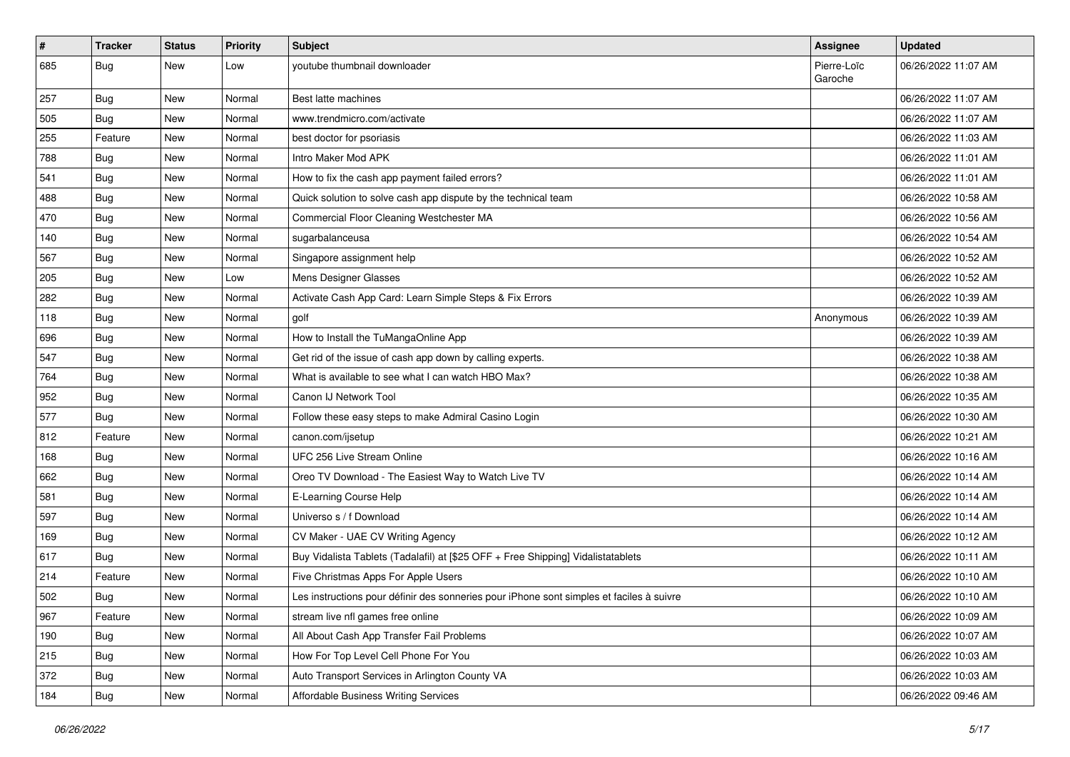| # | Tracker | Status | Priority | Subject | Assignee | Updated |
|---|---|---|---|---|---|---|
| 685 | Bug | New | Low | youtube thumbnail downloader | Pierre-Loïc Garoche | 06/26/2022 11:07 AM |
| 257 | Bug | New | Normal | Best latte machines | | 06/26/2022 11:07 AM |
| 505 | Bug | New | Normal | www.trendmicro.com/activate | | 06/26/2022 11:07 AM |
| 255 | Feature | New | Normal | best doctor for psoriasis | | 06/26/2022 11:03 AM |
| 788 | Bug | New | Normal | Intro Maker Mod APK | | 06/26/2022 11:01 AM |
| 541 | Bug | New | Normal | How to fix the cash app payment failed errors? | | 06/26/2022 11:01 AM |
| 488 | Bug | New | Normal | Quick solution to solve cash app dispute by the technical team | | 06/26/2022 10:58 AM |
| 470 | Bug | New | Normal | Commercial Floor Cleaning Westchester MA | | 06/26/2022 10:56 AM |
| 140 | Bug | New | Normal | sugarbalanceusa | | 06/26/2022 10:54 AM |
| 567 | Bug | New | Normal | Singapore assignment help | | 06/26/2022 10:52 AM |
| 205 | Bug | New | Low | Mens Designer Glasses | | 06/26/2022 10:52 AM |
| 282 | Bug | New | Normal | Activate Cash App Card: Learn Simple Steps & Fix Errors | | 06/26/2022 10:39 AM |
| 118 | Bug | New | Normal | golf | Anonymous | 06/26/2022 10:39 AM |
| 696 | Bug | New | Normal | How to Install the TuMangaOnline App | | 06/26/2022 10:39 AM |
| 547 | Bug | New | Normal | Get rid of the issue of cash app down by calling experts. | | 06/26/2022 10:38 AM |
| 764 | Bug | New | Normal | What is available to see what I can watch HBO Max? | | 06/26/2022 10:38 AM |
| 952 | Bug | New | Normal | Canon IJ Network Tool | | 06/26/2022 10:35 AM |
| 577 | Bug | New | Normal | Follow these easy steps to make Admiral Casino Login | | 06/26/2022 10:30 AM |
| 812 | Feature | New | Normal | canon.com/ijsetup | | 06/26/2022 10:21 AM |
| 168 | Bug | New | Normal | UFC 256 Live Stream Online | | 06/26/2022 10:16 AM |
| 662 | Bug | New | Normal | Oreo TV Download - The Easiest Way to Watch Live TV | | 06/26/2022 10:14 AM |
| 581 | Bug | New | Normal | E-Learning Course Help | | 06/26/2022 10:14 AM |
| 597 | Bug | New | Normal | Universo s / f Download | | 06/26/2022 10:14 AM |
| 169 | Bug | New | Normal | CV Maker - UAE CV Writing Agency | | 06/26/2022 10:12 AM |
| 617 | Bug | New | Normal | Buy Vidalista Tablets (Tadalafil) at [$25 OFF + Free Shipping] Vidalistatablets | | 06/26/2022 10:11 AM |
| 214 | Feature | New | Normal | Five Christmas Apps For Apple Users | | 06/26/2022 10:10 AM |
| 502 | Bug | New | Normal | Les instructions pour définir des sonneries pour iPhone sont simples et faciles à suivre | | 06/26/2022 10:10 AM |
| 967 | Feature | New | Normal | stream live nfl games free online | | 06/26/2022 10:09 AM |
| 190 | Bug | New | Normal | All About Cash App Transfer Fail Problems | | 06/26/2022 10:07 AM |
| 215 | Bug | New | Normal | How For Top Level Cell Phone For You | | 06/26/2022 10:03 AM |
| 372 | Bug | New | Normal | Auto Transport Services in Arlington County VA | | 06/26/2022 10:03 AM |
| 184 | Bug | New | Normal | Affordable Business Writing Services | | 06/26/2022 09:46 AM |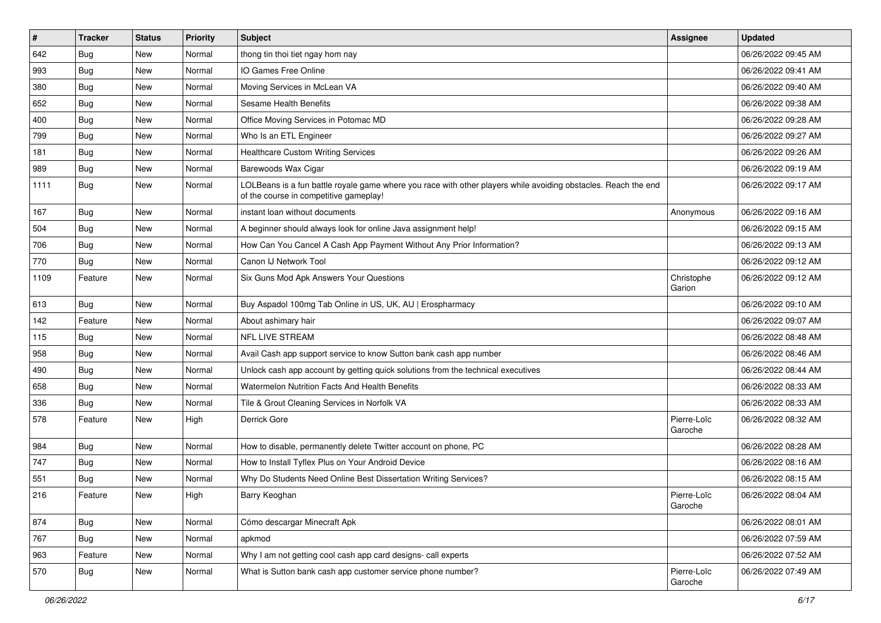| # | Tracker | Status | Priority | Subject | Assignee | Updated |
|---|---|---|---|---|---|---|
| 642 | Bug | New | Normal | thong tin thoi tiet ngay hom nay | | 06/26/2022 09:45 AM |
| 993 | Bug | New | Normal | IO Games Free Online | | 06/26/2022 09:41 AM |
| 380 | Bug | New | Normal | Moving Services in McLean VA | | 06/26/2022 09:40 AM |
| 652 | Bug | New | Normal | Sesame Health Benefits | | 06/26/2022 09:38 AM |
| 400 | Bug | New | Normal | Office Moving Services in Potomac MD | | 06/26/2022 09:28 AM |
| 799 | Bug | New | Normal | Who Is an ETL Engineer | | 06/26/2022 09:27 AM |
| 181 | Bug | New | Normal | Healthcare Custom Writing Services | | 06/26/2022 09:26 AM |
| 989 | Bug | New | Normal | Barewoods Wax Cigar | | 06/26/2022 09:19 AM |
| 1111 | Bug | New | Normal | LOLBeans is a fun battle royale game where you race with other players while avoiding obstacles. Reach the end of the course in competitive gameplay! | | 06/26/2022 09:17 AM |
| 167 | Bug | New | Normal | instant loan without documents | Anonymous | 06/26/2022 09:16 AM |
| 504 | Bug | New | Normal | A beginner should always look for online Java assignment help! | | 06/26/2022 09:15 AM |
| 706 | Bug | New | Normal | How Can You Cancel A Cash App Payment Without Any Prior Information? | | 06/26/2022 09:13 AM |
| 770 | Bug | New | Normal | Canon IJ Network Tool | | 06/26/2022 09:12 AM |
| 1109 | Feature | New | Normal | Six Guns Mod Apk Answers Your Questions | Christophe Garion | 06/26/2022 09:12 AM |
| 613 | Bug | New | Normal | Buy Aspadol 100mg Tab Online in US, UK, AU \| Erospharmacy | | 06/26/2022 09:10 AM |
| 142 | Feature | New | Normal | About ashimary hair | | 06/26/2022 09:07 AM |
| 115 | Bug | New | Normal | NFL LIVE STREAM | | 06/26/2022 08:48 AM |
| 958 | Bug | New | Normal | Avail Cash app support service to know Sutton bank cash app number | | 06/26/2022 08:46 AM |
| 490 | Bug | New | Normal | Unlock cash app account by getting quick solutions from the technical executives | | 06/26/2022 08:44 AM |
| 658 | Bug | New | Normal | Watermelon Nutrition Facts And Health Benefits | | 06/26/2022 08:33 AM |
| 336 | Bug | New | Normal | Tile & Grout Cleaning Services in Norfolk VA | | 06/26/2022 08:33 AM |
| 578 | Feature | New | High | Derrick Gore | Pierre-Loïc Garoche | 06/26/2022 08:32 AM |
| 984 | Bug | New | Normal | How to disable, permanently delete Twitter account on phone, PC | | 06/26/2022 08:28 AM |
| 747 | Bug | New | Normal | How to Install Tyflex Plus on Your Android Device | | 06/26/2022 08:16 AM |
| 551 | Bug | New | Normal | Why Do Students Need Online Best Dissertation Writing Services? | | 06/26/2022 08:15 AM |
| 216 | Feature | New | High | Barry Keoghan | Pierre-Loïc Garoche | 06/26/2022 08:04 AM |
| 874 | Bug | New | Normal | Cómo descargar Minecraft Apk | | 06/26/2022 08:01 AM |
| 767 | Bug | New | Normal | apkmod | | 06/26/2022 07:59 AM |
| 963 | Feature | New | Normal | Why I am not getting cool cash app card designs- call experts | | 06/26/2022 07:52 AM |
| 570 | Bug | New | Normal | What is Sutton bank cash app customer service phone number? | Pierre-Loïc Garoche | 06/26/2022 07:49 AM |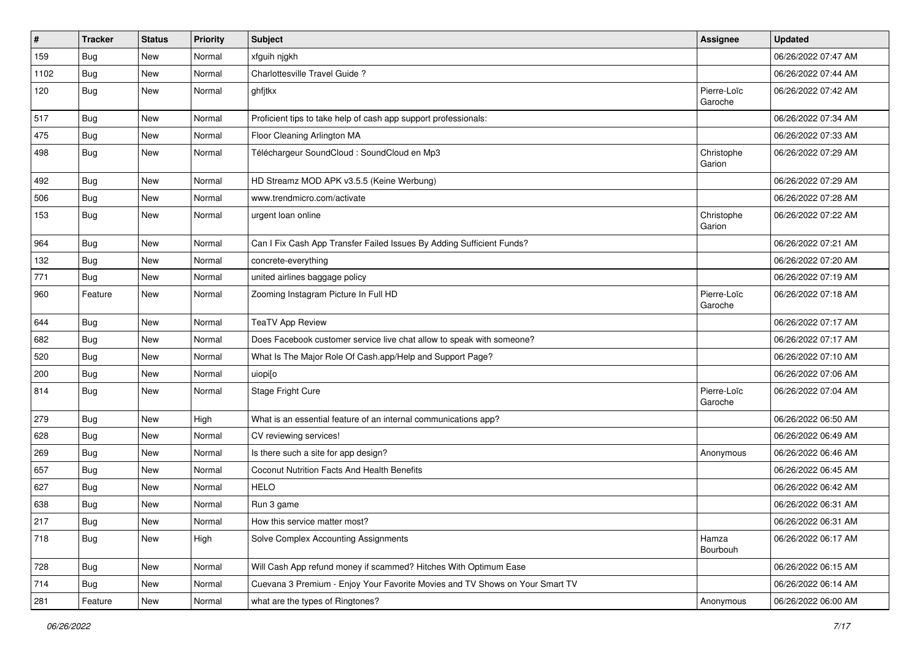| # | Tracker | Status | Priority | Subject | Assignee | Updated |
|---|---|---|---|---|---|---|
| 159 | Bug | New | Normal | xfguih njgkh | | 06/26/2022 07:47 AM |
| 1102 | Bug | New | Normal | Charlottesville Travel Guide ? | | 06/26/2022 07:44 AM |
| 120 | Bug | New | Normal | ghfjtkx | Pierre-Loïc Garoche | 06/26/2022 07:42 AM |
| 517 | Bug | New | Normal | Proficient tips to take help of cash app support professionals: | | 06/26/2022 07:34 AM |
| 475 | Bug | New | Normal | Floor Cleaning Arlington MA | | 06/26/2022 07:33 AM |
| 498 | Bug | New | Normal | Téléchargeur SoundCloud : SoundCloud en Mp3 | Christophe Garion | 06/26/2022 07:29 AM |
| 492 | Bug | New | Normal | HD Streamz MOD APK v3.5.5 (Keine Werbung) | | 06/26/2022 07:29 AM |
| 506 | Bug | New | Normal | www.trendmicro.com/activate | | 06/26/2022 07:28 AM |
| 153 | Bug | New | Normal | urgent loan online | Christophe Garion | 06/26/2022 07:22 AM |
| 964 | Bug | New | Normal | Can I Fix Cash App Transfer Failed Issues By Adding Sufficient Funds? | | 06/26/2022 07:21 AM |
| 132 | Bug | New | Normal | concrete-everything | | 06/26/2022 07:20 AM |
| 771 | Bug | New | Normal | united airlines baggage policy | | 06/26/2022 07:19 AM |
| 960 | Feature | New | Normal | Zooming Instagram Picture In Full HD | Pierre-Loïc Garoche | 06/26/2022 07:18 AM |
| 644 | Bug | New | Normal | TeaTV App Review | | 06/26/2022 07:17 AM |
| 682 | Bug | New | Normal | Does Facebook customer service live chat allow to speak with someone? | | 06/26/2022 07:17 AM |
| 520 | Bug | New | Normal | What Is The Major Role Of Cash.app/Help and Support Page? | | 06/26/2022 07:10 AM |
| 200 | Bug | New | Normal | uiopi[o | | 06/26/2022 07:06 AM |
| 814 | Bug | New | Normal | Stage Fright Cure | Pierre-Loïc Garoche | 06/26/2022 07:04 AM |
| 279 | Bug | New | High | What is an essential feature of an internal communications app? | | 06/26/2022 06:50 AM |
| 628 | Bug | New | Normal | CV reviewing services! | | 06/26/2022 06:49 AM |
| 269 | Bug | New | Normal | Is there such a site for app design? | Anonymous | 06/26/2022 06:46 AM |
| 657 | Bug | New | Normal | Coconut Nutrition Facts And Health Benefits | | 06/26/2022 06:45 AM |
| 627 | Bug | New | Normal | HELO | | 06/26/2022 06:42 AM |
| 638 | Bug | New | Normal | Run 3 game | | 06/26/2022 06:31 AM |
| 217 | Bug | New | Normal | How this service matter most? | | 06/26/2022 06:31 AM |
| 718 | Bug | New | High | Solve Complex Accounting Assignments | Hamza Bourbouh | 06/26/2022 06:17 AM |
| 728 | Bug | New | Normal | Will Cash App refund money if scammed? Hitches With Optimum Ease | | 06/26/2022 06:15 AM |
| 714 | Bug | New | Normal | Cuevana 3 Premium - Enjoy Your Favorite Movies and TV Shows on Your Smart TV | | 06/26/2022 06:14 AM |
| 281 | Feature | New | Normal | what are the types of Ringtones? | Anonymous | 06/26/2022 06:00 AM |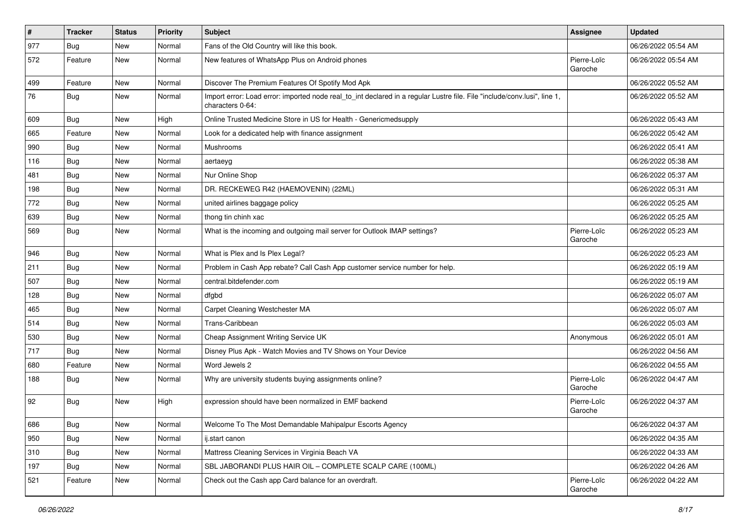| # | Tracker | Status | Priority | Subject | Assignee | Updated |
|---|---|---|---|---|---|---|
| 977 | Bug | New | Normal | Fans of the Old Country will like this book. | | 06/26/2022 05:54 AM |
| 572 | Feature | New | Normal | New features of WhatsApp Plus on Android phones | Pierre-Loïc Garoche | 06/26/2022 05:54 AM |
| 499 | Feature | New | Normal | Discover The Premium Features Of Spotify Mod Apk | | 06/26/2022 05:52 AM |
| 76 | Bug | New | Normal | Import error: Load error: imported node real_to_int declared in a regular Lustre file. File "include/conv.lusi", line 1, characters 0-64: | | 06/26/2022 05:52 AM |
| 609 | Bug | New | High | Online Trusted Medicine Store in US for Health - Genericmedsupply | | 06/26/2022 05:43 AM |
| 665 | Feature | New | Normal | Look for a dedicated help with finance assignment | | 06/26/2022 05:42 AM |
| 990 | Bug | New | Normal | Mushrooms | | 06/26/2022 05:41 AM |
| 116 | Bug | New | Normal | aertaeyg | | 06/26/2022 05:38 AM |
| 481 | Bug | New | Normal | Nur Online Shop | | 06/26/2022 05:37 AM |
| 198 | Bug | New | Normal | DR. RECKEWEG R42 (HAEMOVENIN) (22ML) | | 06/26/2022 05:31 AM |
| 772 | Bug | New | Normal | united airlines baggage policy | | 06/26/2022 05:25 AM |
| 639 | Bug | New | Normal | thong tin chinh xac | | 06/26/2022 05:25 AM |
| 569 | Bug | New | Normal | What is the incoming and outgoing mail server for Outlook IMAP settings? | Pierre-Loïc Garoche | 06/26/2022 05:23 AM |
| 946 | Bug | New | Normal | What is Plex and Is Plex Legal? | | 06/26/2022 05:23 AM |
| 211 | Bug | New | Normal | Problem in Cash App rebate? Call Cash App customer service number for help. | | 06/26/2022 05:19 AM |
| 507 | Bug | New | Normal | central.bitdefender.com | | 06/26/2022 05:19 AM |
| 128 | Bug | New | Normal | dfgbd | | 06/26/2022 05:07 AM |
| 465 | Bug | New | Normal | Carpet Cleaning Westchester MA | | 06/26/2022 05:07 AM |
| 514 | Bug | New | Normal | Trans-Caribbean | | 06/26/2022 05:03 AM |
| 530 | Bug | New | Normal | Cheap Assignment Writing Service UK | Anonymous | 06/26/2022 05:01 AM |
| 717 | Bug | New | Normal | Disney Plus Apk - Watch Movies and TV Shows on Your Device | | 06/26/2022 04:56 AM |
| 680 | Feature | New | Normal | Word Jewels 2 | | 06/26/2022 04:55 AM |
| 188 | Bug | New | Normal | Why are university students buying assignments online? | Pierre-Loïc Garoche | 06/26/2022 04:47 AM |
| 92 | Bug | New | High | expression should have been normalized in EMF backend | Pierre-Loïc Garoche | 06/26/2022 04:37 AM |
| 686 | Bug | New | Normal | Welcome To The Most Demandable Mahipalpur Escorts Agency | | 06/26/2022 04:37 AM |
| 950 | Bug | New | Normal | ij.start canon | | 06/26/2022 04:35 AM |
| 310 | Bug | New | Normal | Mattress Cleaning Services in Virginia Beach VA | | 06/26/2022 04:33 AM |
| 197 | Bug | New | Normal | SBL JABORANDI PLUS HAIR OIL – COMPLETE SCALP CARE (100ML) | | 06/26/2022 04:26 AM |
| 521 | Feature | New | Normal | Check out the Cash app Card balance for an overdraft. | Pierre-Loïc Garoche | 06/26/2022 04:22 AM |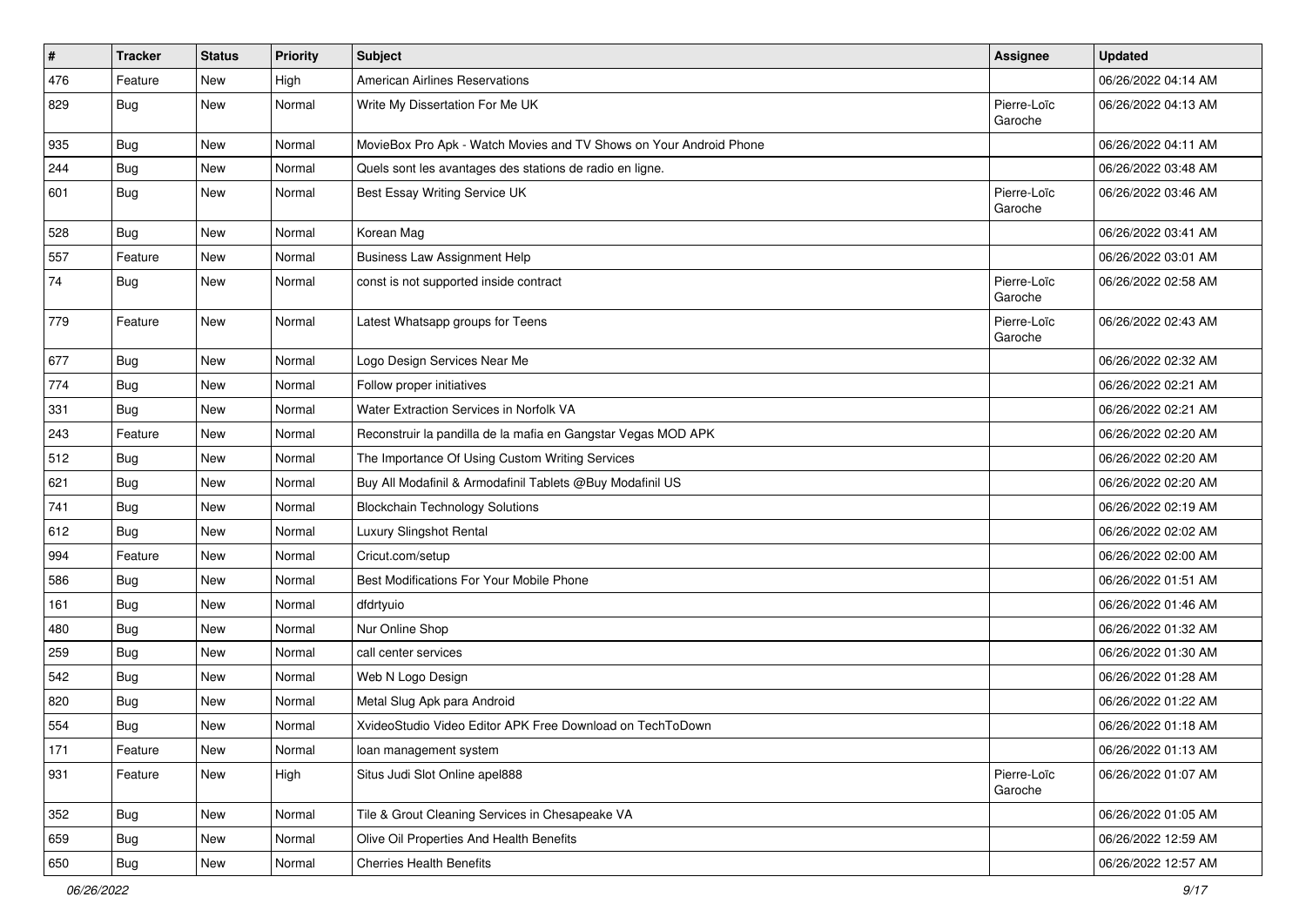| # | Tracker | Status | Priority | Subject | Assignee | Updated |
|---|---|---|---|---|---|---|
| 476 | Feature | New | High | American Airlines Reservations | | 06/26/2022 04:14 AM |
| 829 | Bug | New | Normal | Write My Dissertation For Me UK | Pierre-Loïc Garoche | 06/26/2022 04:13 AM |
| 935 | Bug | New | Normal | MovieBox Pro Apk - Watch Movies and TV Shows on Your Android Phone | | 06/26/2022 04:11 AM |
| 244 | Bug | New | Normal | Quels sont les avantages des stations de radio en ligne. | | 06/26/2022 03:48 AM |
| 601 | Bug | New | Normal | Best Essay Writing Service UK | Pierre-Loïc Garoche | 06/26/2022 03:46 AM |
| 528 | Bug | New | Normal | Korean Mag | | 06/26/2022 03:41 AM |
| 557 | Feature | New | Normal | Business Law Assignment Help | | 06/26/2022 03:01 AM |
| 74 | Bug | New | Normal | const is not supported inside contract | Pierre-Loïc Garoche | 06/26/2022 02:58 AM |
| 779 | Feature | New | Normal | Latest Whatsapp groups for Teens | Pierre-Loïc Garoche | 06/26/2022 02:43 AM |
| 677 | Bug | New | Normal | Logo Design Services Near Me | | 06/26/2022 02:32 AM |
| 774 | Bug | New | Normal | Follow proper initiatives | | 06/26/2022 02:21 AM |
| 331 | Bug | New | Normal | Water Extraction Services in Norfolk VA | | 06/26/2022 02:21 AM |
| 243 | Feature | New | Normal | Reconstruir la pandilla de la mafia en Gangstar Vegas MOD APK | | 06/26/2022 02:20 AM |
| 512 | Bug | New | Normal | The Importance Of Using Custom Writing Services | | 06/26/2022 02:20 AM |
| 621 | Bug | New | Normal | Buy All Modafinil & Armodafinil Tablets @Buy Modafinil US | | 06/26/2022 02:20 AM |
| 741 | Bug | New | Normal | Blockchain Technology Solutions | | 06/26/2022 02:19 AM |
| 612 | Bug | New | Normal | Luxury Slingshot Rental | | 06/26/2022 02:02 AM |
| 994 | Feature | New | Normal | Cricut.com/setup | | 06/26/2022 02:00 AM |
| 586 | Bug | New | Normal | Best Modifications For Your Mobile Phone | | 06/26/2022 01:51 AM |
| 161 | Bug | New | Normal | dfdrtyuio | | 06/26/2022 01:46 AM |
| 480 | Bug | New | Normal | Nur Online Shop | | 06/26/2022 01:32 AM |
| 259 | Bug | New | Normal | call center services | | 06/26/2022 01:30 AM |
| 542 | Bug | New | Normal | Web N Logo Design | | 06/26/2022 01:28 AM |
| 820 | Bug | New | Normal | Metal Slug Apk para Android | | 06/26/2022 01:22 AM |
| 554 | Bug | New | Normal | XvideoStudio Video Editor APK Free Download on TechToDown | | 06/26/2022 01:18 AM |
| 171 | Feature | New | Normal | loan management system | | 06/26/2022 01:13 AM |
| 931 | Feature | New | High | Situs Judi Slot Online apel888 | Pierre-Loïc Garoche | 06/26/2022 01:07 AM |
| 352 | Bug | New | Normal | Tile & Grout Cleaning Services in Chesapeake VA | | 06/26/2022 01:05 AM |
| 659 | Bug | New | Normal | Olive Oil Properties And Health Benefits | | 06/26/2022 12:59 AM |
| 650 | Bug | New | Normal | Cherries Health Benefits | | 06/26/2022 12:57 AM |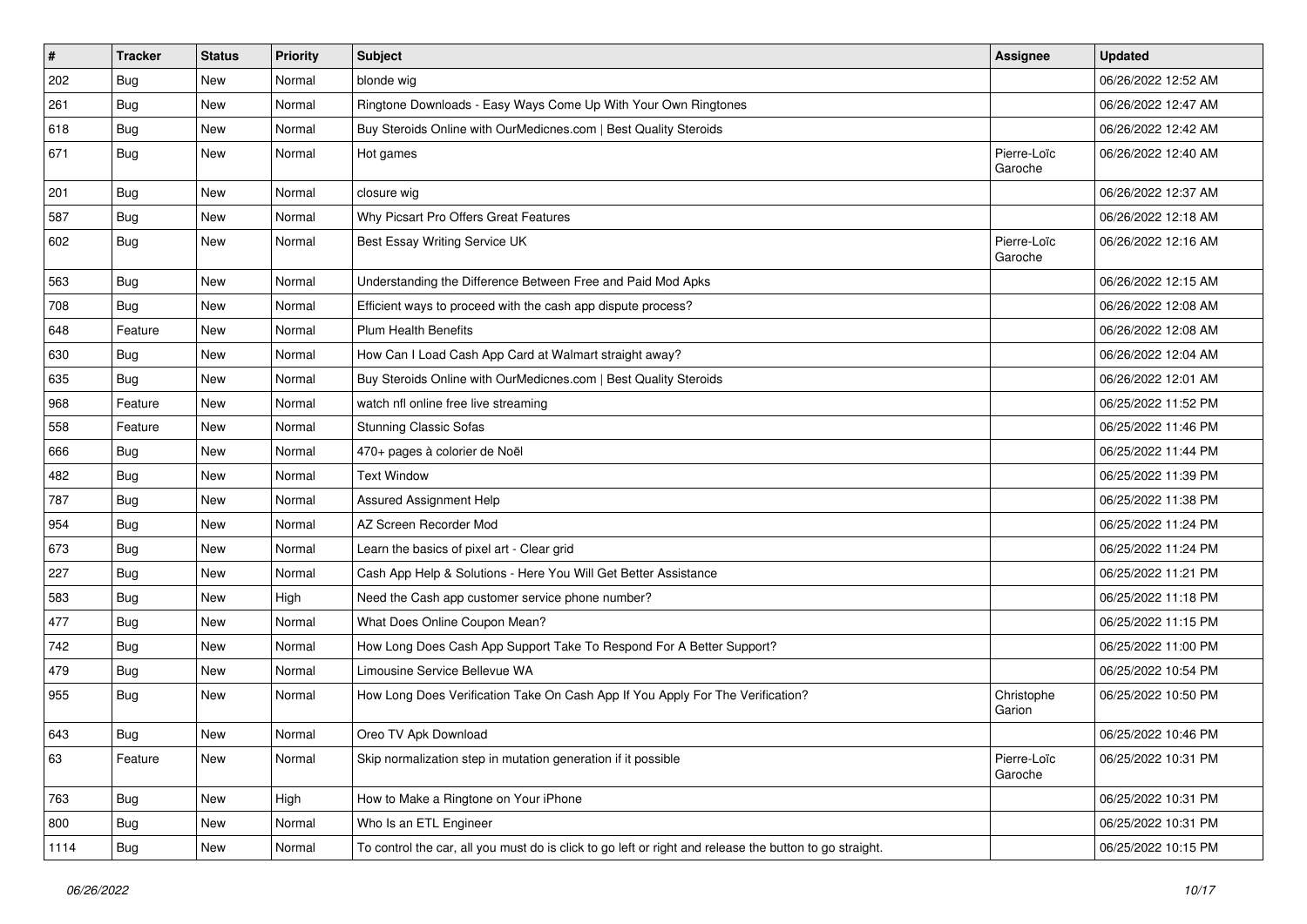| # | Tracker | Status | Priority | Subject | Assignee | Updated |
|---|---|---|---|---|---|---|
| 202 | Bug | New | Normal | blonde wig | | 06/26/2022 12:52 AM |
| 261 | Bug | New | Normal | Ringtone Downloads - Easy Ways Come Up With Your Own Ringtones | | 06/26/2022 12:47 AM |
| 618 | Bug | New | Normal | Buy Steroids Online with OurMedicnes.com \| Best Quality Steroids | | 06/26/2022 12:42 AM |
| 671 | Bug | New | Normal | Hot games | Pierre-Loïc Garoche | 06/26/2022 12:40 AM |
| 201 | Bug | New | Normal | closure wig | | 06/26/2022 12:37 AM |
| 587 | Bug | New | Normal | Why Picsart Pro Offers Great Features | | 06/26/2022 12:18 AM |
| 602 | Bug | New | Normal | Best Essay Writing Service UK | Pierre-Loïc Garoche | 06/26/2022 12:16 AM |
| 563 | Bug | New | Normal | Understanding the Difference Between Free and Paid Mod Apks | | 06/26/2022 12:15 AM |
| 708 | Bug | New | Normal | Efficient ways to proceed with the cash app dispute process? | | 06/26/2022 12:08 AM |
| 648 | Feature | New | Normal | Plum Health Benefits | | 06/26/2022 12:08 AM |
| 630 | Bug | New | Normal | How Can I Load Cash App Card at Walmart straight away? | | 06/26/2022 12:04 AM |
| 635 | Bug | New | Normal | Buy Steroids Online with OurMedicnes.com \| Best Quality Steroids | | 06/26/2022 12:01 AM |
| 968 | Feature | New | Normal | watch nfl online free live streaming | | 06/25/2022 11:52 PM |
| 558 | Feature | New | Normal | Stunning Classic Sofas | | 06/25/2022 11:46 PM |
| 666 | Bug | New | Normal | 470+ pages à colorier de Noël | | 06/25/2022 11:44 PM |
| 482 | Bug | New | Normal | Text Window | | 06/25/2022 11:39 PM |
| 787 | Bug | New | Normal | Assured Assignment Help | | 06/25/2022 11:38 PM |
| 954 | Bug | New | Normal | AZ Screen Recorder Mod | | 06/25/2022 11:24 PM |
| 673 | Bug | New | Normal | Learn the basics of pixel art - Clear grid | | 06/25/2022 11:24 PM |
| 227 | Bug | New | Normal | Cash App Help & Solutions - Here You Will Get Better Assistance | | 06/25/2022 11:21 PM |
| 583 | Bug | New | High | Need the Cash app customer service phone number? | | 06/25/2022 11:18 PM |
| 477 | Bug | New | Normal | What Does Online Coupon Mean? | | 06/25/2022 11:15 PM |
| 742 | Bug | New | Normal | How Long Does Cash App Support Take To Respond For A Better Support? | | 06/25/2022 11:00 PM |
| 479 | Bug | New | Normal | Limousine Service Bellevue WA | | 06/25/2022 10:54 PM |
| 955 | Bug | New | Normal | How Long Does Verification Take On Cash App If You Apply For The Verification? | Christophe Garion | 06/25/2022 10:50 PM |
| 643 | Bug | New | Normal | Oreo TV Apk Download | | 06/25/2022 10:46 PM |
| 63 | Feature | New | Normal | Skip normalization step in mutation generation if it possible | Pierre-Loïc Garoche | 06/25/2022 10:31 PM |
| 763 | Bug | New | High | How to Make a Ringtone on Your iPhone | | 06/25/2022 10:31 PM |
| 800 | Bug | New | Normal | Who Is an ETL Engineer | | 06/25/2022 10:31 PM |
| 1114 | Bug | New | Normal | To control the car, all you must do is click to go left or right and release the button to go straight. | | 06/25/2022 10:15 PM |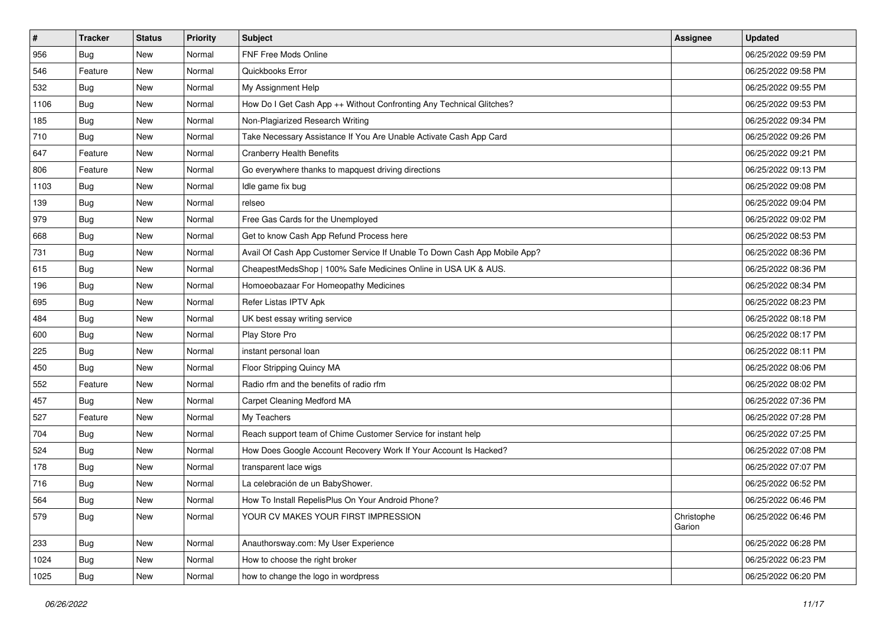| # | Tracker | Status | Priority | Subject | Assignee | Updated |
| --- | --- | --- | --- | --- | --- | --- |
| 956 | Bug | New | Normal | FNF Free Mods Online | | 06/25/2022 09:59 PM |
| 546 | Feature | New | Normal | Quickbooks Error | | 06/25/2022 09:58 PM |
| 532 | Bug | New | Normal | My Assignment Help | | 06/25/2022 09:55 PM |
| 1106 | Bug | New | Normal | How Do I Get Cash App ++ Without Confronting Any Technical Glitches? | | 06/25/2022 09:53 PM |
| 185 | Bug | New | Normal | Non-Plagiarized Research Writing | | 06/25/2022 09:34 PM |
| 710 | Bug | New | Normal | Take Necessary Assistance If You Are Unable Activate Cash App Card | | 06/25/2022 09:26 PM |
| 647 | Feature | New | Normal | Cranberry Health Benefits | | 06/25/2022 09:21 PM |
| 806 | Feature | New | Normal | Go everywhere thanks to mapquest driving directions | | 06/25/2022 09:13 PM |
| 1103 | Bug | New | Normal | Idle game fix bug | | 06/25/2022 09:08 PM |
| 139 | Bug | New | Normal | relseo | | 06/25/2022 09:04 PM |
| 979 | Bug | New | Normal | Free Gas Cards for the Unemployed | | 06/25/2022 09:02 PM |
| 668 | Bug | New | Normal | Get to know Cash App Refund Process here | | 06/25/2022 08:53 PM |
| 731 | Bug | New | Normal | Avail Of Cash App Customer Service If Unable To Down Cash App Mobile App? | | 06/25/2022 08:36 PM |
| 615 | Bug | New | Normal | CheapestMedsShop \| 100% Safe Medicines Online in USA UK & AUS. | | 06/25/2022 08:36 PM |
| 196 | Bug | New | Normal | Homoeobazaar For Homeopathy Medicines | | 06/25/2022 08:34 PM |
| 695 | Bug | New | Normal | Refer Listas IPTV Apk | | 06/25/2022 08:23 PM |
| 484 | Bug | New | Normal | UK best essay writing service | | 06/25/2022 08:18 PM |
| 600 | Bug | New | Normal | Play Store Pro | | 06/25/2022 08:17 PM |
| 225 | Bug | New | Normal | instant personal loan | | 06/25/2022 08:11 PM |
| 450 | Bug | New | Normal | Floor Stripping Quincy MA | | 06/25/2022 08:06 PM |
| 552 | Feature | New | Normal | Radio rfm and the benefits of radio rfm | | 06/25/2022 08:02 PM |
| 457 | Bug | New | Normal | Carpet Cleaning Medford MA | | 06/25/2022 07:36 PM |
| 527 | Feature | New | Normal | My Teachers | | 06/25/2022 07:28 PM |
| 704 | Bug | New | Normal | Reach support team of Chime Customer Service for instant help | | 06/25/2022 07:25 PM |
| 524 | Bug | New | Normal | How Does Google Account Recovery Work If Your Account Is Hacked? | | 06/25/2022 07:08 PM |
| 178 | Bug | New | Normal | transparent lace wigs | | 06/25/2022 07:07 PM |
| 716 | Bug | New | Normal | La celebración de un BabyShower. | | 06/25/2022 06:52 PM |
| 564 | Bug | New | Normal | How To Install RepelisPlus On Your Android Phone? | | 06/25/2022 06:46 PM |
| 579 | Bug | New | Normal | YOUR CV MAKES YOUR FIRST IMPRESSION | Christophe Garion | 06/25/2022 06:46 PM |
| 233 | Bug | New | Normal | Anauthorsway.com: My User Experience | | 06/25/2022 06:28 PM |
| 1024 | Bug | New | Normal | How to choose the right broker | | 06/25/2022 06:23 PM |
| 1025 | Bug | New | Normal | how to change the logo in wordpress | | 06/25/2022 06:20 PM |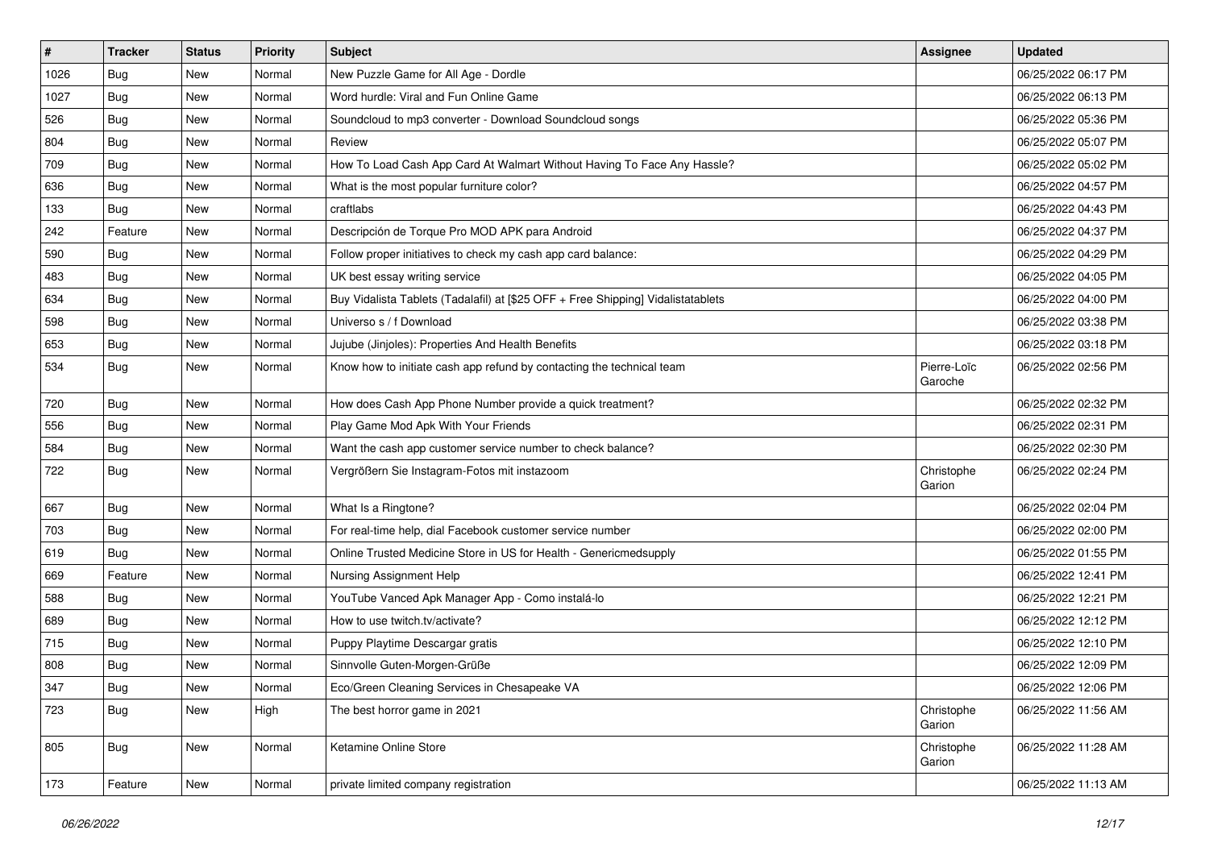| # | Tracker | Status | Priority | Subject | Assignee | Updated |
| --- | --- | --- | --- | --- | --- | --- |
| 1026 | Bug | New | Normal | New Puzzle Game for All Age - Dordle | | 06/25/2022 06:17 PM |
| 1027 | Bug | New | Normal | Word hurdle: Viral and Fun Online Game | | 06/25/2022 06:13 PM |
| 526 | Bug | New | Normal | Soundcloud to mp3 converter - Download Soundcloud songs | | 06/25/2022 05:36 PM |
| 804 | Bug | New | Normal | Review | | 06/25/2022 05:07 PM |
| 709 | Bug | New | Normal | How To Load Cash App Card At Walmart Without Having To Face Any Hassle? | | 06/25/2022 05:02 PM |
| 636 | Bug | New | Normal | What is the most popular furniture color? | | 06/25/2022 04:57 PM |
| 133 | Bug | New | Normal | craftlabs | | 06/25/2022 04:43 PM |
| 242 | Feature | New | Normal | Descripción de Torque Pro MOD APK para Android | | 06/25/2022 04:37 PM |
| 590 | Bug | New | Normal | Follow proper initiatives to check my cash app card balance: | | 06/25/2022 04:29 PM |
| 483 | Bug | New | Normal | UK best essay writing service | | 06/25/2022 04:05 PM |
| 634 | Bug | New | Normal | Buy Vidalista Tablets (Tadalafil) at [$25 OFF + Free Shipping] Vidalistatablets | | 06/25/2022 04:00 PM |
| 598 | Bug | New | Normal | Universo s / f Download | | 06/25/2022 03:38 PM |
| 653 | Bug | New | Normal | Jujube (Jinjoles): Properties And Health Benefits | | 06/25/2022 03:18 PM |
| 534 | Bug | New | Normal | Know how to initiate cash app refund by contacting the technical team | Pierre-Loïc Garoche | 06/25/2022 02:56 PM |
| 720 | Bug | New | Normal | How does Cash App Phone Number provide a quick treatment? | | 06/25/2022 02:32 PM |
| 556 | Bug | New | Normal | Play Game Mod Apk With Your Friends | | 06/25/2022 02:31 PM |
| 584 | Bug | New | Normal | Want the cash app customer service number to check balance? | | 06/25/2022 02:30 PM |
| 722 | Bug | New | Normal | Vergrößern Sie Instagram-Fotos mit instazoom | Christophe Garion | 06/25/2022 02:24 PM |
| 667 | Bug | New | Normal | What Is a Ringtone? | | 06/25/2022 02:04 PM |
| 703 | Bug | New | Normal | For real-time help, dial Facebook customer service number | | 06/25/2022 02:00 PM |
| 619 | Bug | New | Normal | Online Trusted Medicine Store in US for Health - Genericmedsupply | | 06/25/2022 01:55 PM |
| 669 | Feature | New | Normal | Nursing Assignment Help | | 06/25/2022 12:41 PM |
| 588 | Bug | New | Normal | YouTube Vanced Apk Manager App - Como instalá-lo | | 06/25/2022 12:21 PM |
| 689 | Bug | New | Normal | How to use twitch.tv/activate? | | 06/25/2022 12:12 PM |
| 715 | Bug | New | Normal | Puppy Playtime Descargar gratis | | 06/25/2022 12:10 PM |
| 808 | Bug | New | Normal | Sinnvolle Guten-Morgen-Grüße | | 06/25/2022 12:09 PM |
| 347 | Bug | New | Normal | Eco/Green Cleaning Services in Chesapeake VA | | 06/25/2022 12:06 PM |
| 723 | Bug | New | High | The best horror game in 2021 | Christophe Garion | 06/25/2022 11:56 AM |
| 805 | Bug | New | Normal | Ketamine Online Store | Christophe Garion | 06/25/2022 11:28 AM |
| 173 | Feature | New | Normal | private limited company registration | | 06/25/2022 11:13 AM |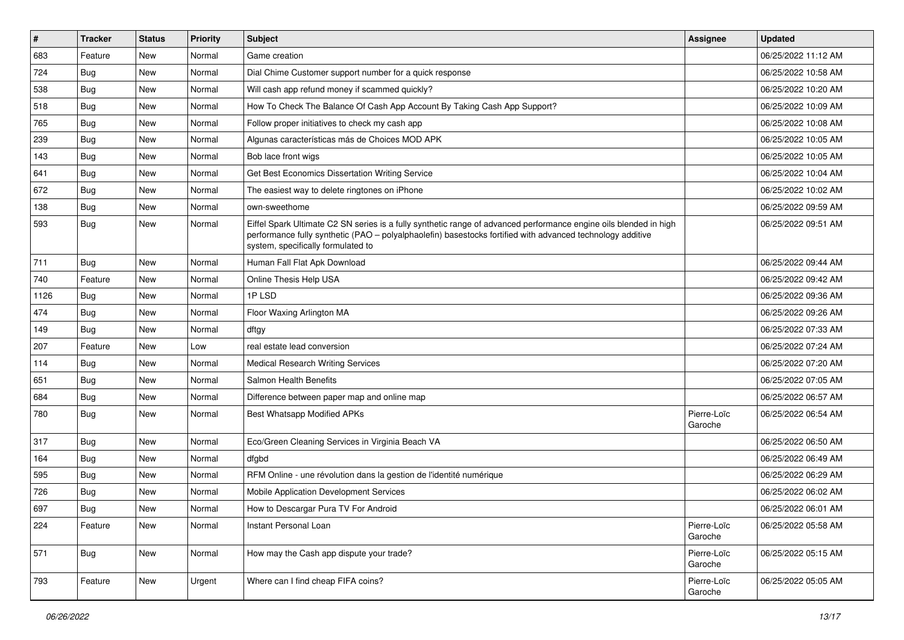| # | Tracker | Status | Priority | Subject | Assignee | Updated |
|---|---|---|---|---|---|---|
| 683 | Feature | New | Normal | Game creation | | 06/25/2022 11:12 AM |
| 724 | Bug | New | Normal | Dial Chime Customer support number for a quick response | | 06/25/2022 10:58 AM |
| 538 | Bug | New | Normal | Will cash app refund money if scammed quickly? | | 06/25/2022 10:20 AM |
| 518 | Bug | New | Normal | How To Check The Balance Of Cash App Account By Taking Cash App Support? | | 06/25/2022 10:09 AM |
| 765 | Bug | New | Normal | Follow proper initiatives to check my cash app | | 06/25/2022 10:08 AM |
| 239 | Bug | New | Normal | Algunas características más de Choices MOD APK | | 06/25/2022 10:05 AM |
| 143 | Bug | New | Normal | Bob lace front wigs | | 06/25/2022 10:05 AM |
| 641 | Bug | New | Normal | Get Best Economics Dissertation Writing Service | | 06/25/2022 10:04 AM |
| 672 | Bug | New | Normal | The easiest way to delete ringtones on iPhone | | 06/25/2022 10:02 AM |
| 138 | Bug | New | Normal | own-sweethome | | 06/25/2022 09:59 AM |
| 593 | Bug | New | Normal | Eiffel Spark Ultimate C2 SN series is a fully synthetic range of advanced performance engine oils blended in high performance fully synthetic (PAO – polyalphaolefin) basestocks fortified with advanced technology additive system, specifically formulated to | | 06/25/2022 09:51 AM |
| 711 | Bug | New | Normal | Human Fall Flat Apk Download | | 06/25/2022 09:44 AM |
| 740 | Feature | New | Normal | Online Thesis Help USA | | 06/25/2022 09:42 AM |
| 1126 | Bug | New | Normal | 1P LSD | | 06/25/2022 09:36 AM |
| 474 | Bug | New | Normal | Floor Waxing Arlington MA | | 06/25/2022 09:26 AM |
| 149 | Bug | New | Normal | dftgy | | 06/25/2022 07:33 AM |
| 207 | Feature | New | Low | real estate lead conversion | | 06/25/2022 07:24 AM |
| 114 | Bug | New | Normal | Medical Research Writing Services | | 06/25/2022 07:20 AM |
| 651 | Bug | New | Normal | Salmon Health Benefits | | 06/25/2022 07:05 AM |
| 684 | Bug | New | Normal | Difference between paper map and online map | | 06/25/2022 06:57 AM |
| 780 | Bug | New | Normal | Best Whatsapp Modified APKs | Pierre-Loïc Garoche | 06/25/2022 06:54 AM |
| 317 | Bug | New | Normal | Eco/Green Cleaning Services in Virginia Beach VA | | 06/25/2022 06:50 AM |
| 164 | Bug | New | Normal | dfgbd | | 06/25/2022 06:49 AM |
| 595 | Bug | New | Normal | RFM Online - une révolution dans la gestion de l'identité numérique | | 06/25/2022 06:29 AM |
| 726 | Bug | New | Normal | Mobile Application Development Services | | 06/25/2022 06:02 AM |
| 697 | Bug | New | Normal | How to Descargar Pura TV For Android | | 06/25/2022 06:01 AM |
| 224 | Feature | New | Normal | Instant Personal Loan | Pierre-Loïc Garoche | 06/25/2022 05:58 AM |
| 571 | Bug | New | Normal | How may the Cash app dispute your trade? | Pierre-Loïc Garoche | 06/25/2022 05:15 AM |
| 793 | Feature | New | Urgent | Where can I find cheap FIFA coins? | Pierre-Loïc Garoche | 06/25/2022 05:05 AM |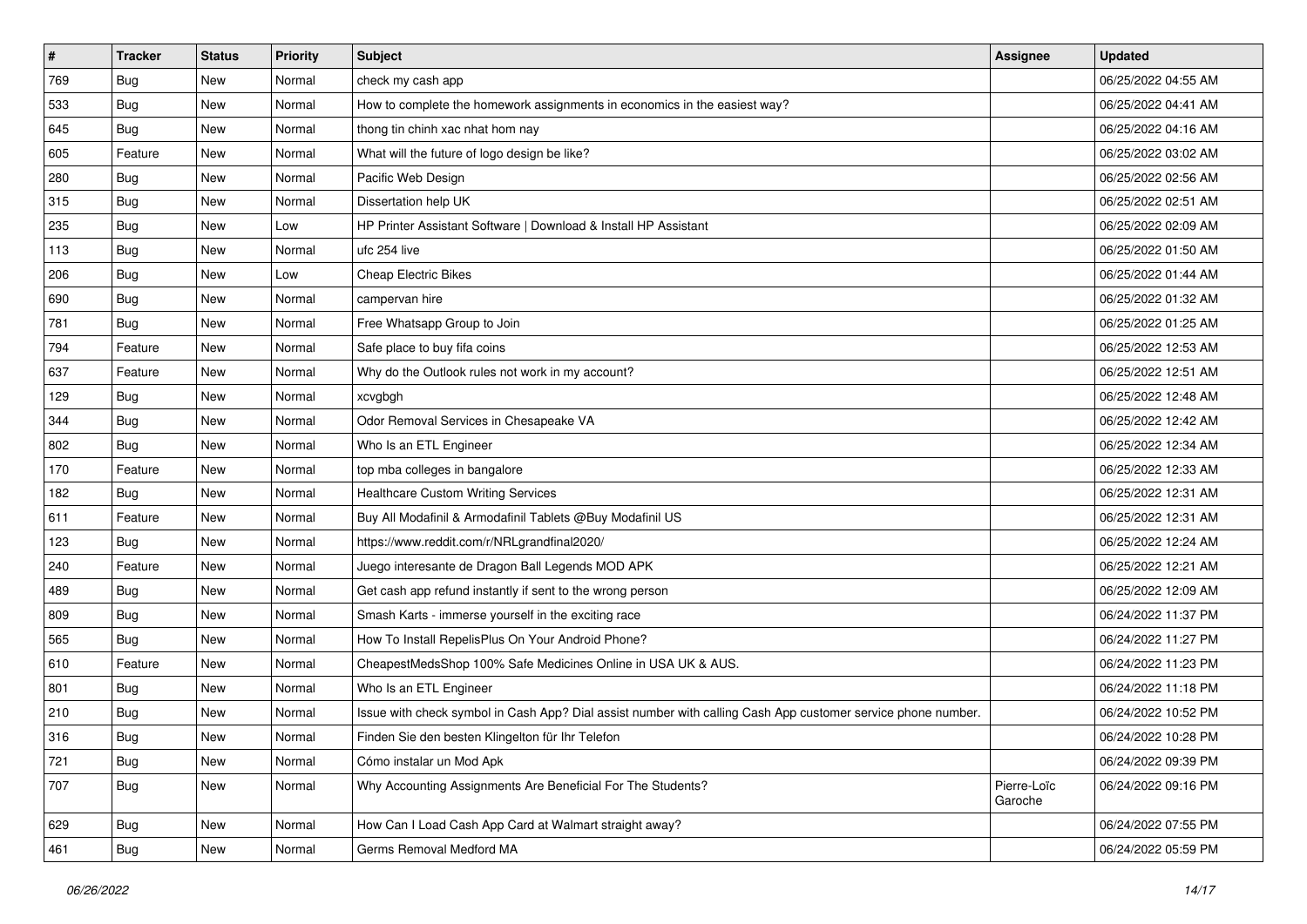| # | Tracker | Status | Priority | Subject | Assignee | Updated |
| --- | --- | --- | --- | --- | --- | --- |
| 769 | Bug | New | Normal | check my cash app | | 06/25/2022 04:55 AM |
| 533 | Bug | New | Normal | How to complete the homework assignments in economics in the easiest way? | | 06/25/2022 04:41 AM |
| 645 | Bug | New | Normal | thong tin chinh xac nhat hom nay | | 06/25/2022 04:16 AM |
| 605 | Feature | New | Normal | What will the future of logo design be like? | | 06/25/2022 03:02 AM |
| 280 | Bug | New | Normal | Pacific Web Design | | 06/25/2022 02:56 AM |
| 315 | Bug | New | Normal | Dissertation help UK | | 06/25/2022 02:51 AM |
| 235 | Bug | New | Low | HP Printer Assistant Software \| Download & Install HP Assistant | | 06/25/2022 02:09 AM |
| 113 | Bug | New | Normal | ufc 254 live | | 06/25/2022 01:50 AM |
| 206 | Bug | New | Low | Cheap Electric Bikes | | 06/25/2022 01:44 AM |
| 690 | Bug | New | Normal | campervan hire | | 06/25/2022 01:32 AM |
| 781 | Bug | New | Normal | Free Whatsapp Group to Join | | 06/25/2022 01:25 AM |
| 794 | Feature | New | Normal | Safe place to buy fifa coins | | 06/25/2022 12:53 AM |
| 637 | Feature | New | Normal | Why do the Outlook rules not work in my account? | | 06/25/2022 12:51 AM |
| 129 | Bug | New | Normal | xcvgbgh | | 06/25/2022 12:48 AM |
| 344 | Bug | New | Normal | Odor Removal Services in Chesapeake VA | | 06/25/2022 12:42 AM |
| 802 | Bug | New | Normal | Who Is an ETL Engineer | | 06/25/2022 12:34 AM |
| 170 | Feature | New | Normal | top mba colleges in bangalore | | 06/25/2022 12:33 AM |
| 182 | Bug | New | Normal | Healthcare Custom Writing Services | | 06/25/2022 12:31 AM |
| 611 | Feature | New | Normal | Buy All Modafinil & Armodafinil Tablets @Buy Modafinil US | | 06/25/2022 12:31 AM |
| 123 | Bug | New | Normal | https://www.reddit.com/r/NRLgrandfinal2020/ | | 06/25/2022 12:24 AM |
| 240 | Feature | New | Normal | Juego interesante de Dragon Ball Legends MOD APK | | 06/25/2022 12:21 AM |
| 489 | Bug | New | Normal | Get cash app refund instantly if sent to the wrong person | | 06/25/2022 12:09 AM |
| 809 | Bug | New | Normal | Smash Karts - immerse yourself in the exciting race | | 06/24/2022 11:37 PM |
| 565 | Bug | New | Normal | How To Install RepelisPlus On Your Android Phone? | | 06/24/2022 11:27 PM |
| 610 | Feature | New | Normal | CheapestMedsShop 100% Safe Medicines Online in USA UK & AUS. | | 06/24/2022 11:23 PM |
| 801 | Bug | New | Normal | Who Is an ETL Engineer | | 06/24/2022 11:18 PM |
| 210 | Bug | New | Normal | Issue with check symbol in Cash App? Dial assist number with calling Cash App customer service phone number. | | 06/24/2022 10:52 PM |
| 316 | Bug | New | Normal | Finden Sie den besten Klingelton für Ihr Telefon | | 06/24/2022 10:28 PM |
| 721 | Bug | New | Normal | Cómo instalar un Mod Apk | | 06/24/2022 09:39 PM |
| 707 | Bug | New | Normal | Why Accounting Assignments Are Beneficial For The Students? | Pierre-Loïc Garoche | 06/24/2022 09:16 PM |
| 629 | Bug | New | Normal | How Can I Load Cash App Card at Walmart straight away? | | 06/24/2022 07:55 PM |
| 461 | Bug | New | Normal | Germs Removal Medford MA | | 06/24/2022 05:59 PM |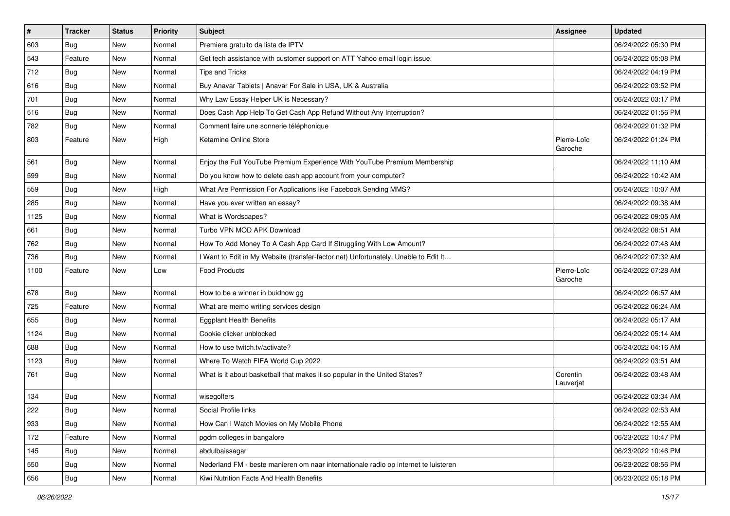| # | Tracker | Status | Priority | Subject | Assignee | Updated |
|---|---|---|---|---|---|---|
| 603 | Bug | New | Normal | Premiere gratuito da lista de IPTV | | 06/24/2022 05:30 PM |
| 543 | Feature | New | Normal | Get tech assistance with customer support on ATT Yahoo email login issue. | | 06/24/2022 05:08 PM |
| 712 | Bug | New | Normal | Tips and Tricks | | 06/24/2022 04:19 PM |
| 616 | Bug | New | Normal | Buy Anavar Tablets \| Anavar For Sale in USA, UK & Australia | | 06/24/2022 03:52 PM |
| 701 | Bug | New | Normal | Why Law Essay Helper UK is Necessary? | | 06/24/2022 03:17 PM |
| 516 | Bug | New | Normal | Does Cash App Help To Get Cash App Refund Without Any Interruption? | | 06/24/2022 01:56 PM |
| 782 | Bug | New | Normal | Comment faire une sonnerie téléphonique | | 06/24/2022 01:32 PM |
| 803 | Feature | New | High | Ketamine Online Store | Pierre-Loïc Garoche | 06/24/2022 01:24 PM |
| 561 | Bug | New | Normal | Enjoy the Full YouTube Premium Experience With YouTube Premium Membership | | 06/24/2022 11:10 AM |
| 599 | Bug | New | Normal | Do you know how to delete cash app account from your computer? | | 06/24/2022 10:42 AM |
| 559 | Bug | New | High | What Are Permission For Applications like Facebook Sending MMS? | | 06/24/2022 10:07 AM |
| 285 | Bug | New | Normal | Have you ever written an essay? | | 06/24/2022 09:38 AM |
| 1125 | Bug | New | Normal | What is Wordscapes? | | 06/24/2022 09:05 AM |
| 661 | Bug | New | Normal | Turbo VPN MOD APK Download | | 06/24/2022 08:51 AM |
| 762 | Bug | New | Normal | How To Add Money To A Cash App Card If Struggling With Low Amount? | | 06/24/2022 07:48 AM |
| 736 | Bug | New | Normal | I Want to Edit in My Website (transfer-factor.net) Unfortunately, Unable to Edit It.... | | 06/24/2022 07:32 AM |
| 1100 | Feature | New | Low | Food Products | Pierre-Loïc Garoche | 06/24/2022 07:28 AM |
| 678 | Bug | New | Normal | How to be a winner in buidnow gg | | 06/24/2022 06:57 AM |
| 725 | Feature | New | Normal | What are memo writing services design | | 06/24/2022 06:24 AM |
| 655 | Bug | New | Normal | Eggplant Health Benefits | | 06/24/2022 05:17 AM |
| 1124 | Bug | New | Normal | Cookie clicker unblocked | | 06/24/2022 05:14 AM |
| 688 | Bug | New | Normal | How to use twitch.tv/activate? | | 06/24/2022 04:16 AM |
| 1123 | Bug | New | Normal | Where To Watch FIFA World Cup 2022 | | 06/24/2022 03:51 AM |
| 761 | Bug | New | Normal | What is it about basketball that makes it so popular in the United States? | Corentin Lauverjat | 06/24/2022 03:48 AM |
| 134 | Bug | New | Normal | wisegolfers | | 06/24/2022 03:34 AM |
| 222 | Bug | New | Normal | Social Profile links | | 06/24/2022 02:53 AM |
| 933 | Bug | New | Normal | How Can I Watch Movies on My Mobile Phone | | 06/24/2022 12:55 AM |
| 172 | Feature | New | Normal | pgdm colleges in bangalore | | 06/23/2022 10:47 PM |
| 145 | Bug | New | Normal | abdulbaissagar | | 06/23/2022 10:46 PM |
| 550 | Bug | New | Normal | Nederland FM - beste manieren om naar internationale radio op internet te luisteren | | 06/23/2022 08:56 PM |
| 656 | Bug | New | Normal | Kiwi Nutrition Facts And Health Benefits | | 06/23/2022 05:18 PM |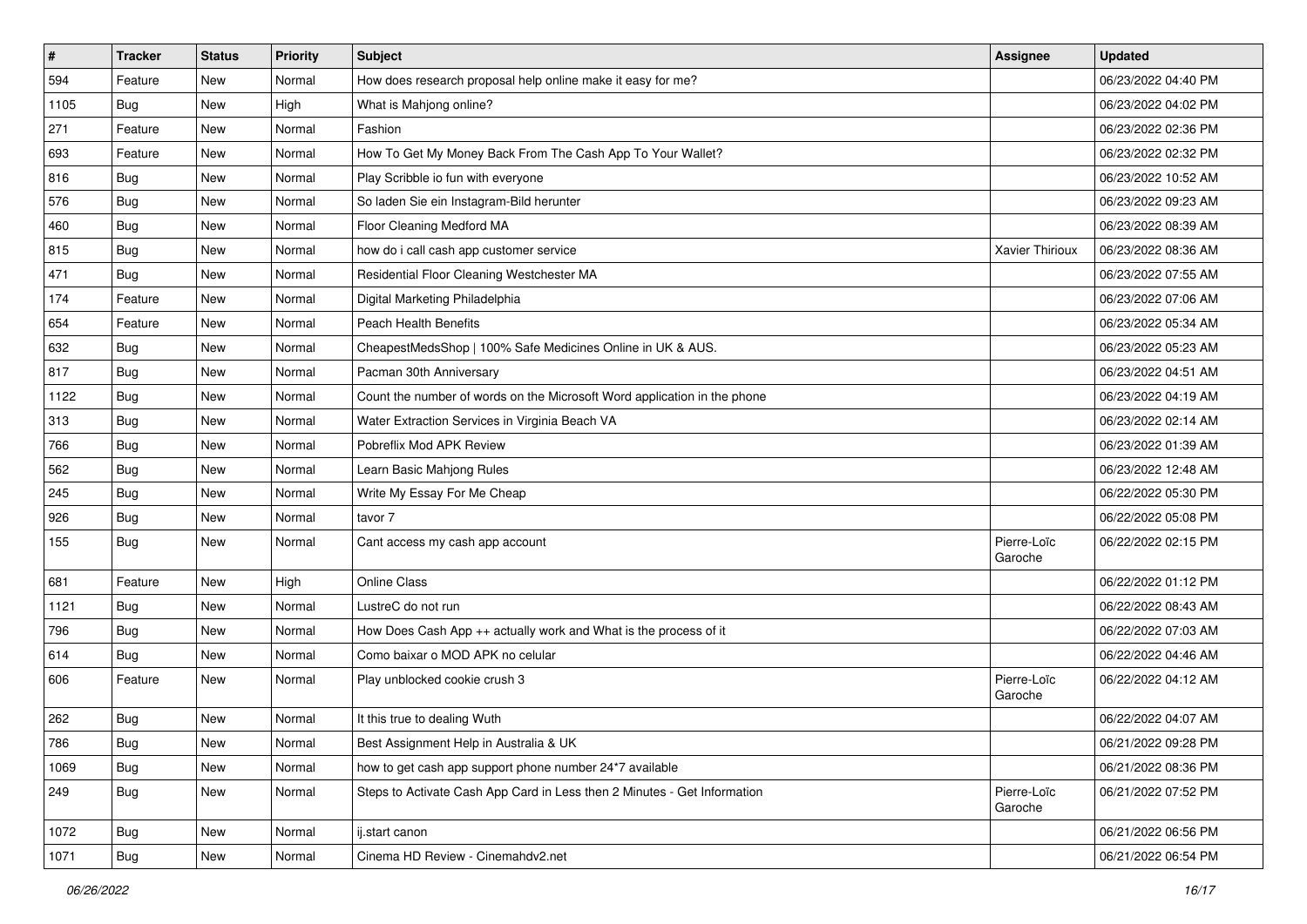| # | Tracker | Status | Priority | Subject | Assignee | Updated |
|---|---|---|---|---|---|---|
| 594 | Feature | New | Normal | How does research proposal help online make it easy for me? | | 06/23/2022 04:40 PM |
| 1105 | Bug | New | High | What is Mahjong online? | | 06/23/2022 04:02 PM |
| 271 | Feature | New | Normal | Fashion | | 06/23/2022 02:36 PM |
| 693 | Feature | New | Normal | How To Get My Money Back From The Cash App To Your Wallet? | | 06/23/2022 02:32 PM |
| 816 | Bug | New | Normal | Play Scribble io fun with everyone | | 06/23/2022 10:52 AM |
| 576 | Bug | New | Normal | So laden Sie ein Instagram-Bild herunter | | 06/23/2022 09:23 AM |
| 460 | Bug | New | Normal | Floor Cleaning Medford MA | | 06/23/2022 08:39 AM |
| 815 | Bug | New | Normal | how do i call cash app customer service | Xavier Thirioux | 06/23/2022 08:36 AM |
| 471 | Bug | New | Normal | Residential Floor Cleaning Westchester MA | | 06/23/2022 07:55 AM |
| 174 | Feature | New | Normal | Digital Marketing Philadelphia | | 06/23/2022 07:06 AM |
| 654 | Feature | New | Normal | Peach Health Benefits | | 06/23/2022 05:34 AM |
| 632 | Bug | New | Normal | CheapestMedsShop \| 100% Safe Medicines Online in UK & AUS. | | 06/23/2022 05:23 AM |
| 817 | Bug | New | Normal | Pacman 30th Anniversary | | 06/23/2022 04:51 AM |
| 1122 | Bug | New | Normal | Count the number of words on the Microsoft Word application in the phone | | 06/23/2022 04:19 AM |
| 313 | Bug | New | Normal | Water Extraction Services in Virginia Beach VA | | 06/23/2022 02:14 AM |
| 766 | Bug | New | Normal | Pobreflix Mod APK Review | | 06/23/2022 01:39 AM |
| 562 | Bug | New | Normal | Learn Basic Mahjong Rules | | 06/23/2022 12:48 AM |
| 245 | Bug | New | Normal | Write My Essay For Me Cheap | | 06/22/2022 05:30 PM |
| 926 | Bug | New | Normal | tavor 7 | | 06/22/2022 05:08 PM |
| 155 | Bug | New | Normal | Cant access my cash app account | Pierre-Loïc Garoche | 06/22/2022 02:15 PM |
| 681 | Feature | New | High | Online Class | | 06/22/2022 01:12 PM |
| 1121 | Bug | New | Normal | LustreC do not run | | 06/22/2022 08:43 AM |
| 796 | Bug | New | Normal | How Does Cash App ++ actually work and What is the process of it | | 06/22/2022 07:03 AM |
| 614 | Bug | New | Normal | Como baixar o MOD APK no celular | | 06/22/2022 04:46 AM |
| 606 | Feature | New | Normal | Play unblocked cookie crush 3 | Pierre-Loïc Garoche | 06/22/2022 04:12 AM |
| 262 | Bug | New | Normal | It this true to dealing Wuth | | 06/22/2022 04:07 AM |
| 786 | Bug | New | Normal | Best Assignment Help in Australia & UK | | 06/21/2022 09:28 PM |
| 1069 | Bug | New | Normal | how to get cash app support phone number 24*7 available | | 06/21/2022 08:36 PM |
| 249 | Bug | New | Normal | Steps to Activate Cash App Card in Less then 2 Minutes - Get Information | Pierre-Loïc Garoche | 06/21/2022 07:52 PM |
| 1072 | Bug | New | Normal | ij.start canon | | 06/21/2022 06:56 PM |
| 1071 | Bug | New | Normal | Cinema HD Review - Cinemahdv2.net | | 06/21/2022 06:54 PM |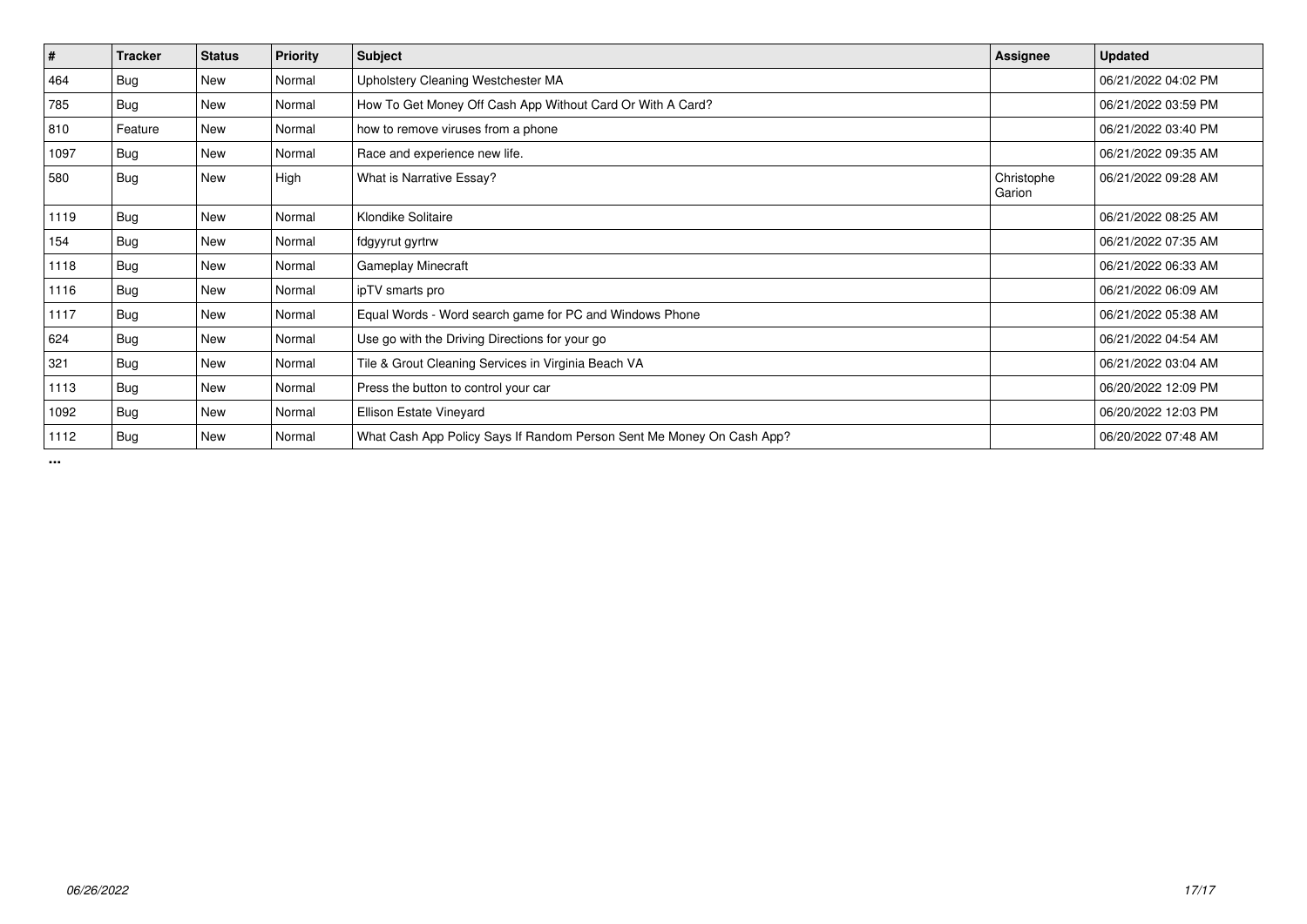| # | Tracker | Status | Priority | Subject | Assignee | Updated |
|---|---|---|---|---|---|---|
| 464 | Bug | New | Normal | Upholstery Cleaning Westchester MA | | 06/21/2022 04:02 PM |
| 785 | Bug | New | Normal | How To Get Money Off Cash App Without Card Or With A Card? | | 06/21/2022 03:59 PM |
| 810 | Feature | New | Normal | how to remove viruses from a phone | | 06/21/2022 03:40 PM |
| 1097 | Bug | New | Normal | Race and experience new life. | | 06/21/2022 09:35 AM |
| 580 | Bug | New | High | What is Narrative Essay? | Christophe Garion | 06/21/2022 09:28 AM |
| 1119 | Bug | New | Normal | Klondike Solitaire | | 06/21/2022 08:25 AM |
| 154 | Bug | New | Normal | fdgyyrut gyrtrw | | 06/21/2022 07:35 AM |
| 1118 | Bug | New | Normal | Gameplay Minecraft | | 06/21/2022 06:33 AM |
| 1116 | Bug | New | Normal | ipTV smarts pro | | 06/21/2022 06:09 AM |
| 1117 | Bug | New | Normal | Equal Words - Word search game for PC and Windows Phone | | 06/21/2022 05:38 AM |
| 624 | Bug | New | Normal | Use go with the Driving Directions for your go | | 06/21/2022 04:54 AM |
| 321 | Bug | New | Normal | Tile & Grout Cleaning Services in Virginia Beach VA | | 06/21/2022 03:04 AM |
| 1113 | Bug | New | Normal | Press the button to control your car | | 06/20/2022 12:09 PM |
| 1092 | Bug | New | Normal | Ellison Estate Vineyard | | 06/20/2022 12:03 PM |
| 1112 | Bug | New | Normal | What Cash App Policy Says If Random Person Sent Me Money On Cash App? | | 06/20/2022 07:48 AM |

...